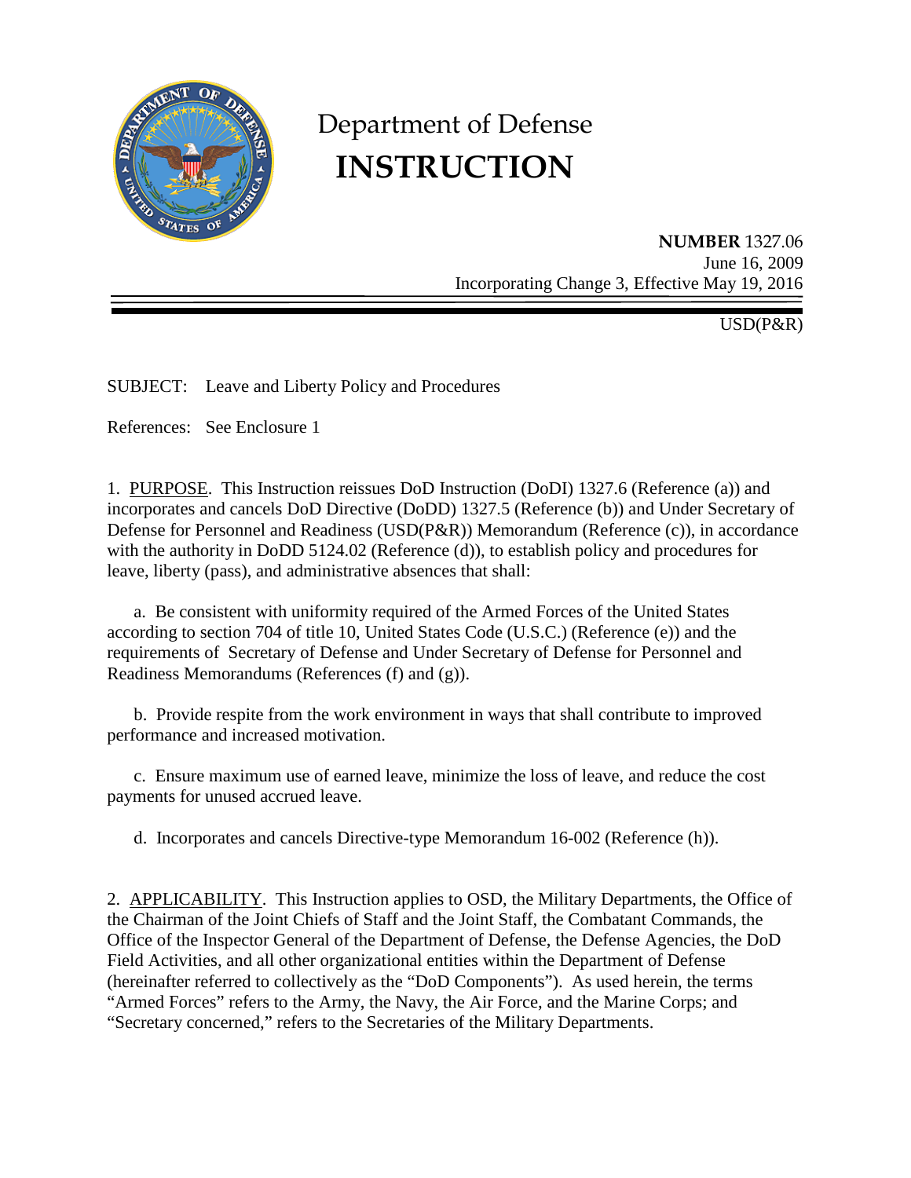# Department of Defense **INSTRUCTION**

**NUMBER** 1327.06
June 16, 2009
Incorporating Change 3, Effective May 19, 2016

USD(P&R)

SUBJECT: Leave and Liberty Policy and Procedures

References: See Enclosure 1

1. PURPOSE. This Instruction reissues DoD Instruction (DoDI) 1327.6 (Reference (a)) and incorporates and cancels DoD Directive (DoDD) 1327.5 (Reference (b)) and Under Secretary of Defense for Personnel and Readiness (USD(P&R)) Memorandum (Reference (c)), in accordance with the authority in DoDD 5124.02 (Reference (d)), to establish policy and procedures for leave, liberty (pass), and administrative absences that shall:

   a. Be consistent with uniformity required of the Armed Forces of the United States according to section 704 of title 10, United States Code (U.S.C.) (Reference (e)) and the requirements of Secretary of Defense and Under Secretary of Defense for Personnel and Readiness Memorandums (References (f) and (g)).

   b. Provide respite from the work environment in ways that shall contribute to improved performance and increased motivation.

   c. Ensure maximum use of earned leave, minimize the loss of leave, and reduce the cost payments for unused accrued leave.

   d. Incorporates and cancels Directive-type Memorandum 16-002 (Reference (h)).

2. APPLICABILITY. This Instruction applies to OSD, the Military Departments, the Office of the Chairman of the Joint Chiefs of Staff and the Joint Staff, the Combatant Commands, the Office of the Inspector General of the Department of Defense, the Defense Agencies, the DoD Field Activities, and all other organizational entities within the Department of Defense (hereinafter referred to collectively as the "DoD Components"). As used herein, the terms "Armed Forces" refers to the Army, the Navy, the Air Force, and the Marine Corps; and "Secretary concerned," refers to the Secretaries of the Military Departments.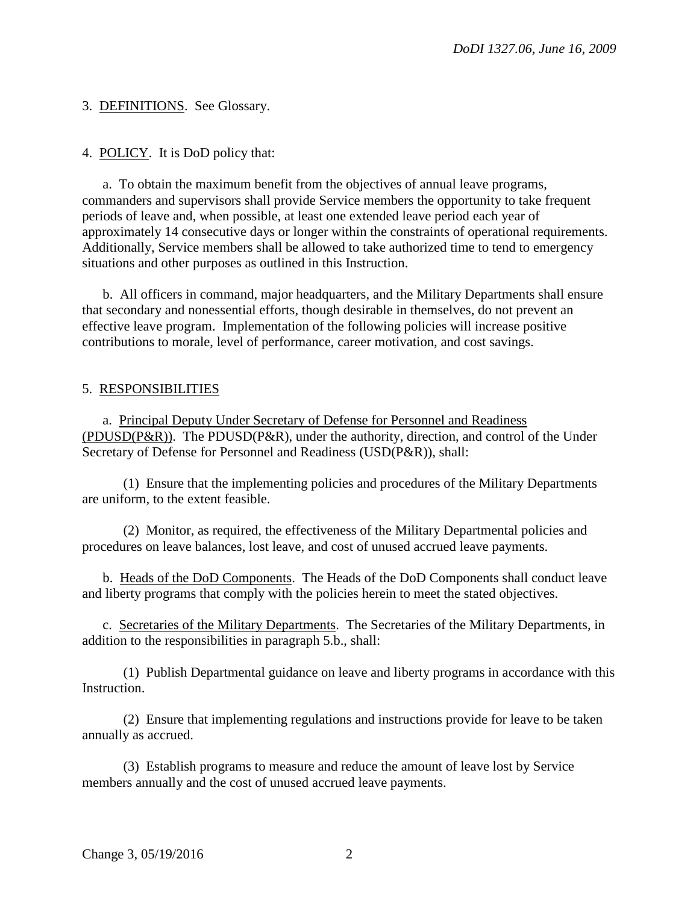3. DEFINITIONS. See Glossary.

4. POLICY. It is DoD policy that:

a. To obtain the maximum benefit from the objectives of annual leave programs, commanders and supervisors shall provide Service members the opportunity to take frequent periods of leave and, when possible, at least one extended leave period each year of approximately 14 consecutive days or longer within the constraints of operational requirements. Additionally, Service members shall be allowed to take authorized time to tend to emergency situations and other purposes as outlined in this Instruction.

b. All officers in command, major headquarters, and the Military Departments shall ensure that secondary and nonessential efforts, though desirable in themselves, do not prevent an effective leave program. Implementation of the following policies will increase positive contributions to morale, level of performance, career motivation, and cost savings.

5. RESPONSIBILITIES

a. Principal Deputy Under Secretary of Defense for Personnel and Readiness (PDUSD(P&R)). The PDUSD(P&R), under the authority, direction, and control of the Under Secretary of Defense for Personnel and Readiness (USD(P&R)), shall:

(1) Ensure that the implementing policies and procedures of the Military Departments are uniform, to the extent feasible.

(2) Monitor, as required, the effectiveness of the Military Departmental policies and procedures on leave balances, lost leave, and cost of unused accrued leave payments.

b. Heads of the DoD Components. The Heads of the DoD Components shall conduct leave and liberty programs that comply with the policies herein to meet the stated objectives.

c. Secretaries of the Military Departments. The Secretaries of the Military Departments, in addition to the responsibilities in paragraph 5.b., shall:

(1) Publish Departmental guidance on leave and liberty programs in accordance with this Instruction.

(2) Ensure that implementing regulations and instructions provide for leave to be taken annually as accrued.

(3) Establish programs to measure and reduce the amount of leave lost by Service members annually and the cost of unused accrued leave payments.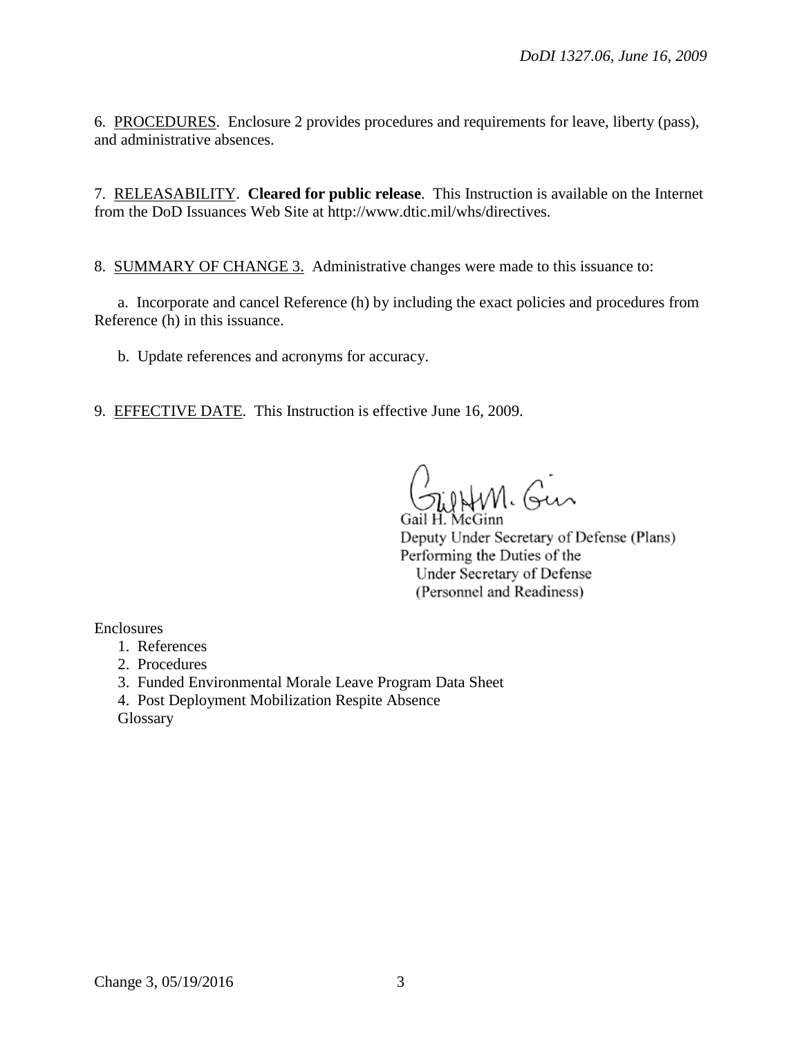6. PROCEDURES. Enclosure 2 provides procedures and requirements for leave, liberty (pass), and administrative absences.

7. RELEASABILITY. **Cleared for public release**. This Instruction is available on the Internet from the DoD Issuances Web Site at http://www.dtic.mil/whs/directives.

8. SUMMARY OF CHANGE 3. Administrative changes were made to this issuance to:

a. Incorporate and cancel Reference (h) by including the exact policies and procedures from Reference (h) in this issuance.

b. Update references and acronyms for accuracy.

9. EFFECTIVE DATE. This Instruction is effective June 16, 2009.

Gail H. McGinn
Deputy Under Secretary of Defense (Plans)
Performing the Duties of the
Under Secretary of Defense
(Personnel and Readiness)

Enclosures

1. References
2. Procedures
3. Funded Environmental Morale Leave Program Data Sheet
4. Post Deployment Mobilization Respite Absence

Glossary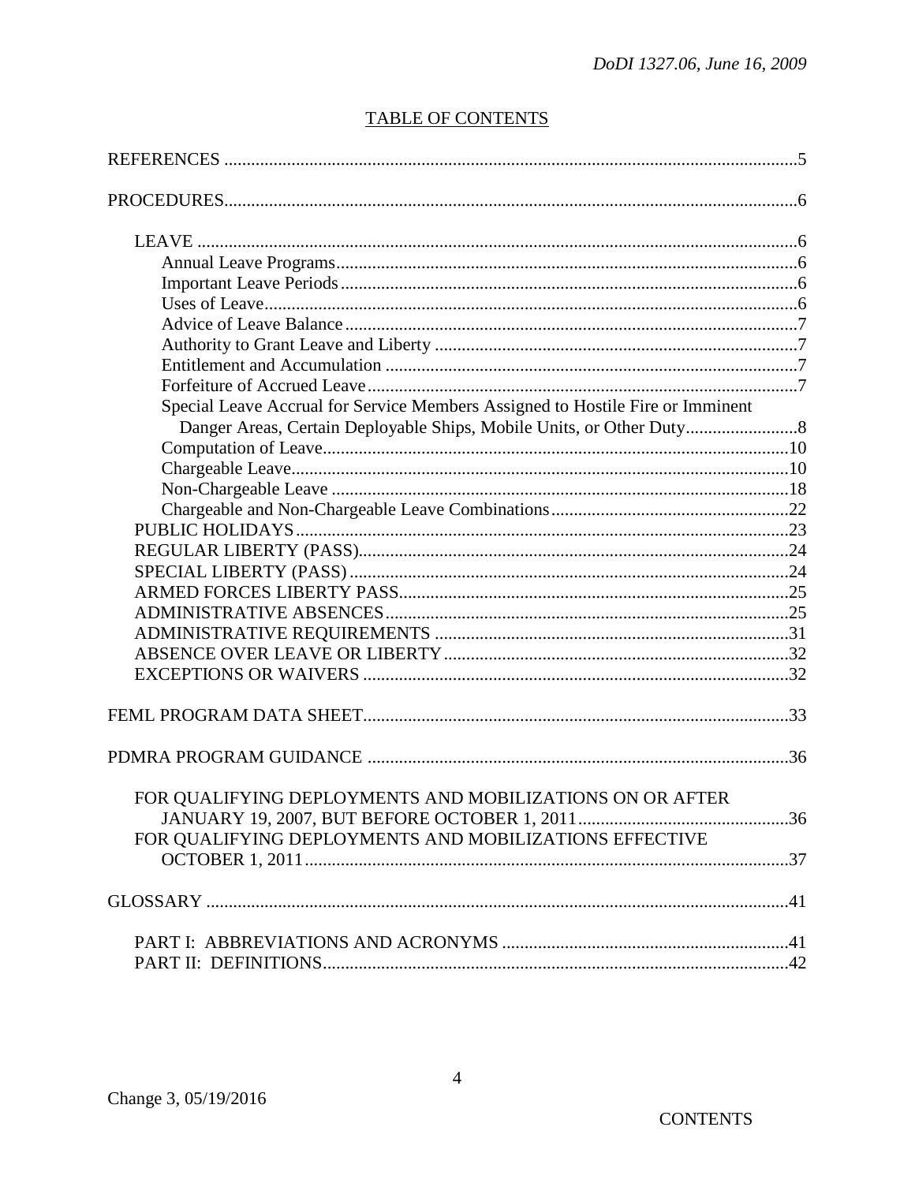## TABLE OF CONTENTS

REFERENCES ...............................................................................................................................5

PROCEDURES..............................................................................................................................6

- LEAVE ....................................................................................................................................6
  - Annual Leave Programs......................................................................................................6
  - Important Leave Periods.....................................................................................................6
  - Uses of Leave......................................................................................................................6
  - Advice of Leave Balance....................................................................................................7
  - Authority to Grant Leave and Liberty ................................................................................7
  - Entitlement and Accumulation ...........................................................................................7
  - Forfeiture of Accrued Leave...............................................................................................7
  - Special Leave Accrual for Service Members Assigned to Hostile Fire or Imminent Danger Areas, Certain Deployable Ships, Mobile Units, or Other Duty.........................8
  - Computation of Leave.......................................................................................................10
  - Chargeable Leave..............................................................................................................10
  - Non-Chargeable Leave .....................................................................................................18
  - Chargeable and Non-Chargeable Leave Combinations....................................................22
- PUBLIC HOLIDAYS.............................................................................................................23
- REGULAR LIBERTY (PASS)...............................................................................................24
- SPECIAL LIBERTY (PASS).................................................................................................24
- ARMED FORCES LIBERTY PASS......................................................................................25
- ADMINISTRATIVE ABSENCES.........................................................................................25
- ADMINISTRATIVE REQUIREMENTS ..............................................................................31
- ABSENCE OVER LEAVE OR LIBERTY............................................................................32
- EXCEPTIONS OR WAIVERS ..............................................................................................32

FEML PROGRAM DATA SHEET..............................................................................................33

PDMRA PROGRAM GUIDANCE .............................................................................................36

- FOR QUALIFYING DEPLOYMENTS AND MOBILIZATIONS ON OR AFTER JANUARY 19, 2007, BUT BEFORE OCTOBER 1, 2011..............................................36
- FOR QUALIFYING DEPLOYMENTS AND MOBILIZATIONS EFFECTIVE OCTOBER 1, 2011...........................................................................................................37

GLOSSARY .................................................................................................................................41

- PART I: ABBREVIATIONS AND ACRONYMS ...............................................................41
- PART II: DEFINITIONS.......................................................................................................42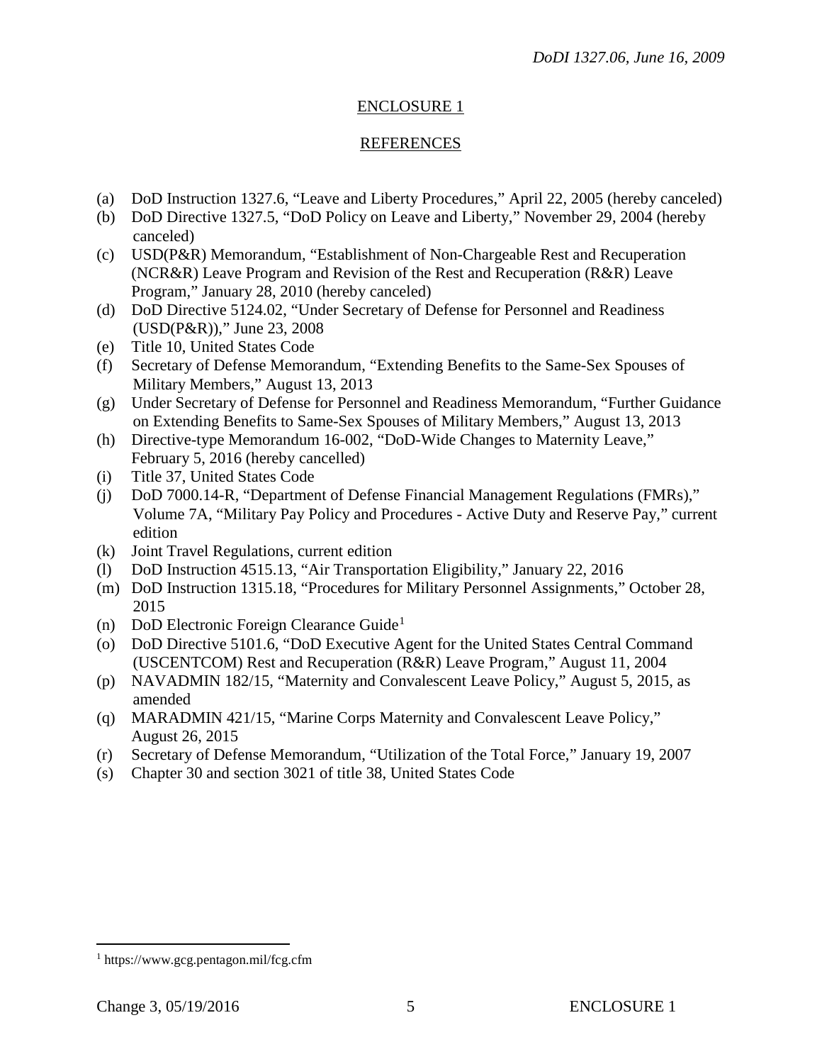## ENCLOSURE 1

## REFERENCES

(a) DoD Instruction 1327.6, "Leave and Liberty Procedures," April 22, 2005 (hereby canceled)
(b) DoD Directive 1327.5, "DoD Policy on Leave and Liberty," November 29, 2004 (hereby canceled)
(c) USD(P&R) Memorandum, "Establishment of Non-Chargeable Rest and Recuperation (NCR&R) Leave Program and Revision of the Rest and Recuperation (R&R) Leave Program," January 28, 2010 (hereby canceled)
(d) DoD Directive 5124.02, "Under Secretary of Defense for Personnel and Readiness (USD(P&R))," June 23, 2008
(e) Title 10, United States Code
(f) Secretary of Defense Memorandum, "Extending Benefits to the Same-Sex Spouses of Military Members," August 13, 2013
(g) Under Secretary of Defense for Personnel and Readiness Memorandum, "Further Guidance on Extending Benefits to Same-Sex Spouses of Military Members," August 13, 2013
(h) Directive-type Memorandum 16-002, "DoD-Wide Changes to Maternity Leave," February 5, 2016 (hereby cancelled)
(i) Title 37, United States Code
(j) DoD 7000.14-R, "Department of Defense Financial Management Regulations (FMRs)," Volume 7A, "Military Pay Policy and Procedures - Active Duty and Reserve Pay," current edition
(k) Joint Travel Regulations, current edition
(l) DoD Instruction 4515.13, "Air Transportation Eligibility," January 22, 2016
(m) DoD Instruction 1315.18, "Procedures for Military Personnel Assignments," October 28, 2015
(n) DoD Electronic Foreign Clearance Guide[1]
(o) DoD Directive 5101.6, "DoD Executive Agent for the United States Central Command (USCENTCOM) Rest and Recuperation (R&R) Leave Program," August 11, 2004
(p) NAVADMIN 182/15, "Maternity and Convalescent Leave Policy," August 5, 2015, as amended
(q) MARADMIN 421/15, "Marine Corps Maternity and Convalescent Leave Policy," August 26, 2015
(r) Secretary of Defense Memorandum, "Utilization of the Total Force," January 19, 2007
(s) Chapter 30 and section 3021 of title 38, United States Code

---

[1] https://www.gcg.pentagon.mil/fcg.cfm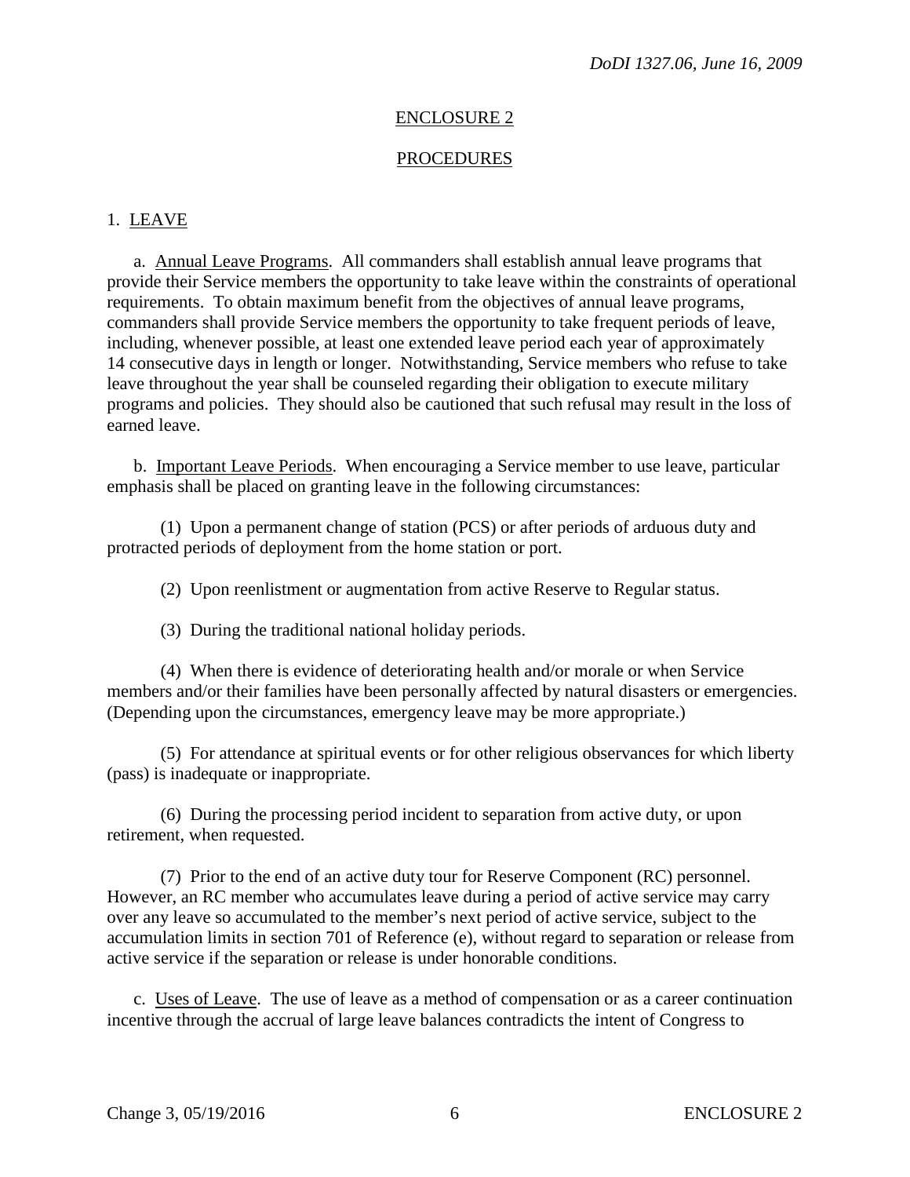## ENCLOSURE 2

## PROCEDURES

1. LEAVE

a. Annual Leave Programs. All commanders shall establish annual leave programs that provide their Service members the opportunity to take leave within the constraints of operational requirements. To obtain maximum benefit from the objectives of annual leave programs, commanders shall provide Service members the opportunity to take frequent periods of leave, including, whenever possible, at least one extended leave period each year of approximately 14 consecutive days in length or longer. Notwithstanding, Service members who refuse to take leave throughout the year shall be counseled regarding their obligation to execute military programs and policies. They should also be cautioned that such refusal may result in the loss of earned leave.

b. Important Leave Periods. When encouraging a Service member to use leave, particular emphasis shall be placed on granting leave in the following circumstances:

(1) Upon a permanent change of station (PCS) or after periods of arduous duty and protracted periods of deployment from the home station or port.

(2) Upon reenlistment or augmentation from active Reserve to Regular status.

(3) During the traditional national holiday periods.

(4) When there is evidence of deteriorating health and/or morale or when Service members and/or their families have been personally affected by natural disasters or emergencies. (Depending upon the circumstances, emergency leave may be more appropriate.)

(5) For attendance at spiritual events or for other religious observances for which liberty (pass) is inadequate or inappropriate.

(6) During the processing period incident to separation from active duty, or upon retirement, when requested.

(7) Prior to the end of an active duty tour for Reserve Component (RC) personnel. However, an RC member who accumulates leave during a period of active service may carry over any leave so accumulated to the member's next period of active service, subject to the accumulation limits in section 701 of Reference (e), without regard to separation or release from active service if the separation or release is under honorable conditions.

c. Uses of Leave. The use of leave as a method of compensation or as a career continuation incentive through the accrual of large leave balances contradicts the intent of Congress to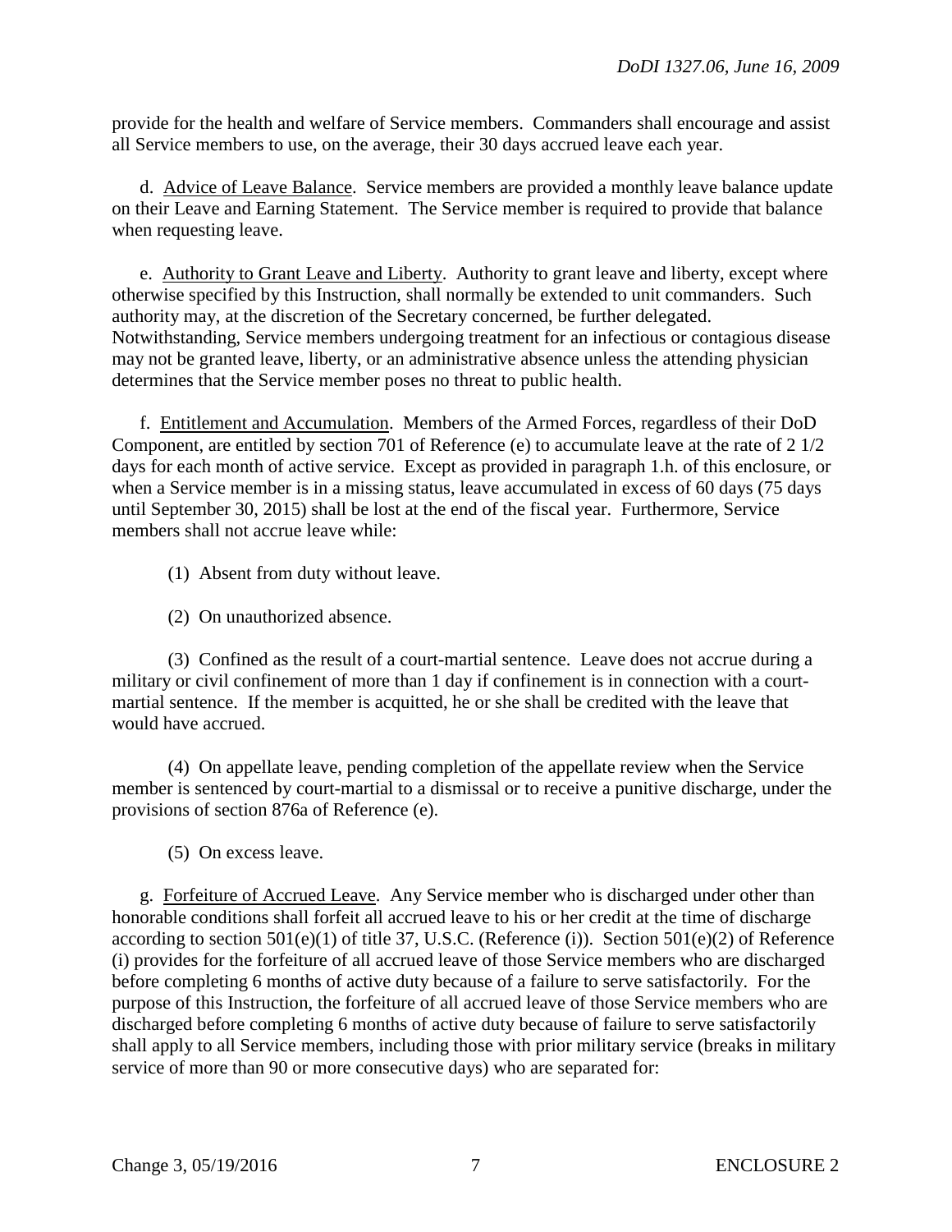provide for the health and welfare of Service members. Commanders shall encourage and assist all Service members to use, on the average, their 30 days accrued leave each year.

d. <u>Advice of Leave Balance</u>. Service members are provided a monthly leave balance update on their Leave and Earning Statement. The Service member is required to provide that balance when requesting leave.

e. <u>Authority to Grant Leave and Liberty</u>. Authority to grant leave and liberty, except where otherwise specified by this Instruction, shall normally be extended to unit commanders. Such authority may, at the discretion of the Secretary concerned, be further delegated. Notwithstanding, Service members undergoing treatment for an infectious or contagious disease may not be granted leave, liberty, or an administrative absence unless the attending physician determines that the Service member poses no threat to public health.

f. <u>Entitlement and Accumulation</u>. Members of the Armed Forces, regardless of their DoD Component, are entitled by section 701 of Reference (e) to accumulate leave at the rate of 2 1/2 days for each month of active service. Except as provided in paragraph 1.h. of this enclosure, or when a Service member is in a missing status, leave accumulated in excess of 60 days (75 days until September 30, 2015) shall be lost at the end of the fiscal year. Furthermore, Service members shall not accrue leave while:

(1) Absent from duty without leave.

(2) On unauthorized absence.

(3) Confined as the result of a court-martial sentence. Leave does not accrue during a military or civil confinement of more than 1 day if confinement is in connection with a court-martial sentence. If the member is acquitted, he or she shall be credited with the leave that would have accrued.

(4) On appellate leave, pending completion of the appellate review when the Service member is sentenced by court-martial to a dismissal or to receive a punitive discharge, under the provisions of section 876a of Reference (e).

(5) On excess leave.

g. <u>Forfeiture of Accrued Leave</u>. Any Service member who is discharged under other than honorable conditions shall forfeit all accrued leave to his or her credit at the time of discharge according to section 501(e)(1) of title 37, U.S.C. (Reference (i)). Section 501(e)(2) of Reference (i) provides for the forfeiture of all accrued leave of those Service members who are discharged before completing 6 months of active duty because of a failure to serve satisfactorily. For the purpose of this Instruction, the forfeiture of all accrued leave of those Service members who are discharged before completing 6 months of active duty because of failure to serve satisfactorily shall apply to all Service members, including those with prior military service (breaks in military service of more than 90 or more consecutive days) who are separated for: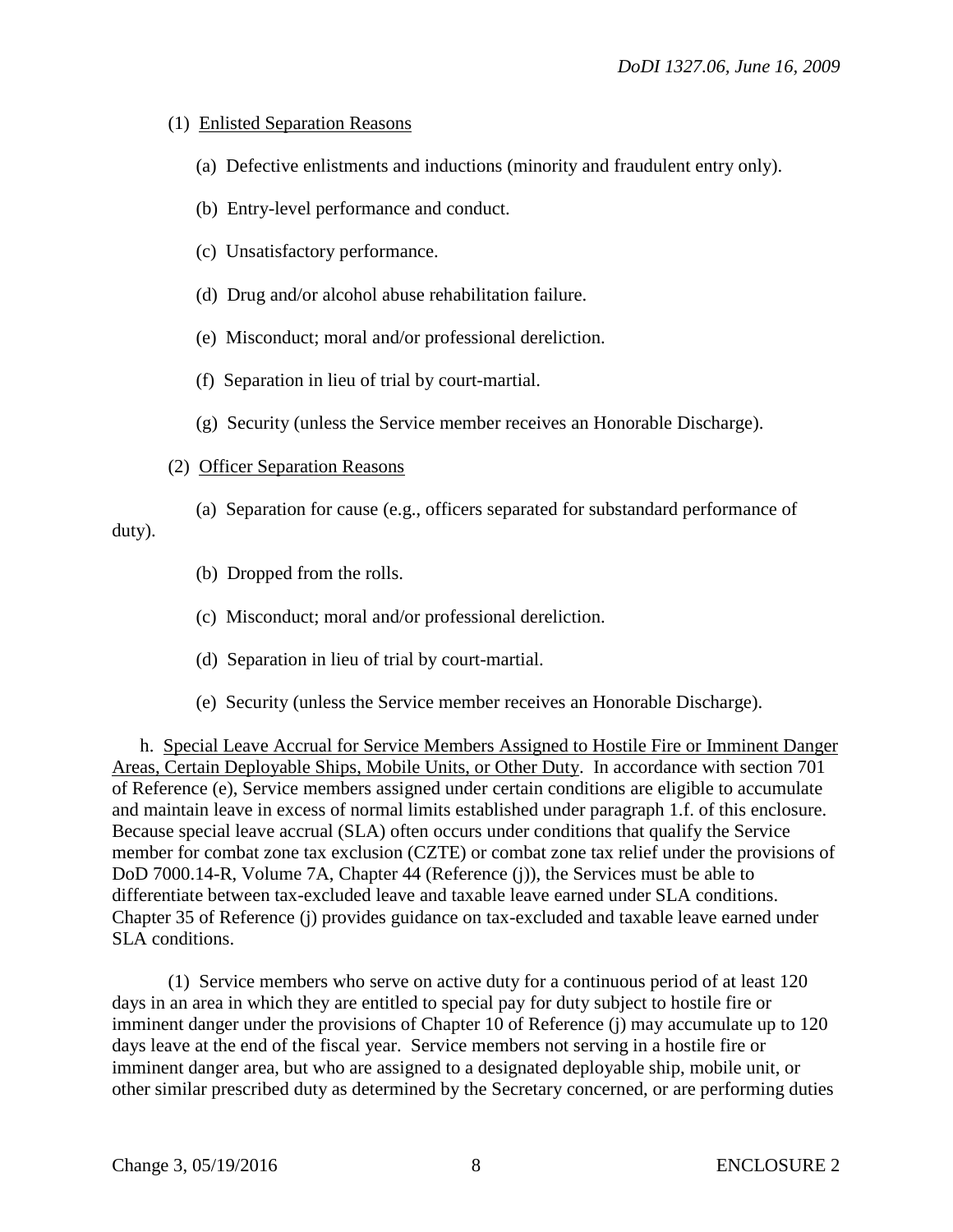(1) Enlisted Separation Reasons

(a) Defective enlistments and inductions (minority and fraudulent entry only).

(b) Entry-level performance and conduct.

(c) Unsatisfactory performance.

(d) Drug and/or alcohol abuse rehabilitation failure.

(e) Misconduct; moral and/or professional dereliction.

(f) Separation in lieu of trial by court-martial.

(g) Security (unless the Service member receives an Honorable Discharge).

(2) Officer Separation Reasons

(a) Separation for cause (e.g., officers separated for substandard performance of duty).

(b) Dropped from the rolls.

(c) Misconduct; moral and/or professional dereliction.

(d) Separation in lieu of trial by court-martial.

(e) Security (unless the Service member receives an Honorable Discharge).

h. Special Leave Accrual for Service Members Assigned to Hostile Fire or Imminent Danger Areas, Certain Deployable Ships, Mobile Units, or Other Duty. In accordance with section 701 of Reference (e), Service members assigned under certain conditions are eligible to accumulate and maintain leave in excess of normal limits established under paragraph 1.f. of this enclosure. Because special leave accrual (SLA) often occurs under conditions that qualify the Service member for combat zone tax exclusion (CZTE) or combat zone tax relief under the provisions of DoD 7000.14-R, Volume 7A, Chapter 44 (Reference (j)), the Services must be able to differentiate between tax-excluded leave and taxable leave earned under SLA conditions. Chapter 35 of Reference (j) provides guidance on tax-excluded and taxable leave earned under SLA conditions.

(1) Service members who serve on active duty for a continuous period of at least 120 days in an area in which they are entitled to special pay for duty subject to hostile fire or imminent danger under the provisions of Chapter 10 of Reference (j) may accumulate up to 120 days leave at the end of the fiscal year. Service members not serving in a hostile fire or imminent danger area, but who are assigned to a designated deployable ship, mobile unit, or other similar prescribed duty as determined by the Secretary concerned, or are performing duties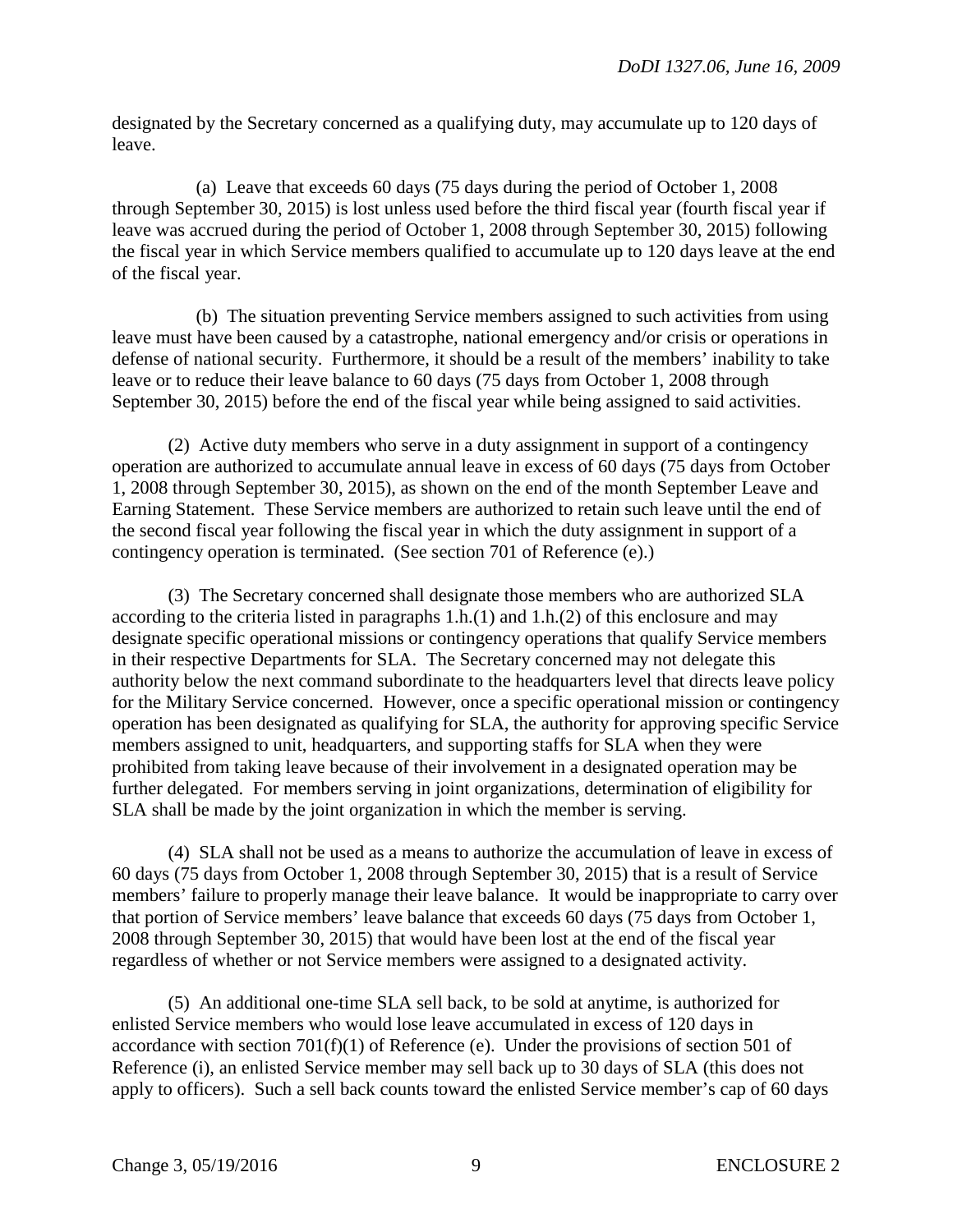designated by the Secretary concerned as a qualifying duty, may accumulate up to 120 days of leave.

(a) Leave that exceeds 60 days (75 days during the period of October 1, 2008 through September 30, 2015) is lost unless used before the third fiscal year (fourth fiscal year if leave was accrued during the period of October 1, 2008 through September 30, 2015) following the fiscal year in which Service members qualified to accumulate up to 120 days leave at the end of the fiscal year.

(b) The situation preventing Service members assigned to such activities from using leave must have been caused by a catastrophe, national emergency and/or crisis or operations in defense of national security. Furthermore, it should be a result of the members' inability to take leave or to reduce their leave balance to 60 days (75 days from October 1, 2008 through September 30, 2015) before the end of the fiscal year while being assigned to said activities.

(2) Active duty members who serve in a duty assignment in support of a contingency operation are authorized to accumulate annual leave in excess of 60 days (75 days from October 1, 2008 through September 30, 2015), as shown on the end of the month September Leave and Earning Statement. These Service members are authorized to retain such leave until the end of the second fiscal year following the fiscal year in which the duty assignment in support of a contingency operation is terminated. (See section 701 of Reference (e).)

(3) The Secretary concerned shall designate those members who are authorized SLA according to the criteria listed in paragraphs 1.h.(1) and 1.h.(2) of this enclosure and may designate specific operational missions or contingency operations that qualify Service members in their respective Departments for SLA. The Secretary concerned may not delegate this authority below the next command subordinate to the headquarters level that directs leave policy for the Military Service concerned. However, once a specific operational mission or contingency operation has been designated as qualifying for SLA, the authority for approving specific Service members assigned to unit, headquarters, and supporting staffs for SLA when they were prohibited from taking leave because of their involvement in a designated operation may be further delegated. For members serving in joint organizations, determination of eligibility for SLA shall be made by the joint organization in which the member is serving.

(4) SLA shall not be used as a means to authorize the accumulation of leave in excess of 60 days (75 days from October 1, 2008 through September 30, 2015) that is a result of Service members' failure to properly manage their leave balance. It would be inappropriate to carry over that portion of Service members' leave balance that exceeds 60 days (75 days from October 1, 2008 through September 30, 2015) that would have been lost at the end of the fiscal year regardless of whether or not Service members were assigned to a designated activity.

(5) An additional one-time SLA sell back, to be sold at anytime, is authorized for enlisted Service members who would lose leave accumulated in excess of 120 days in accordance with section 701(f)(1) of Reference (e). Under the provisions of section 501 of Reference (i), an enlisted Service member may sell back up to 30 days of SLA (this does not apply to officers). Such a sell back counts toward the enlisted Service member's cap of 60 days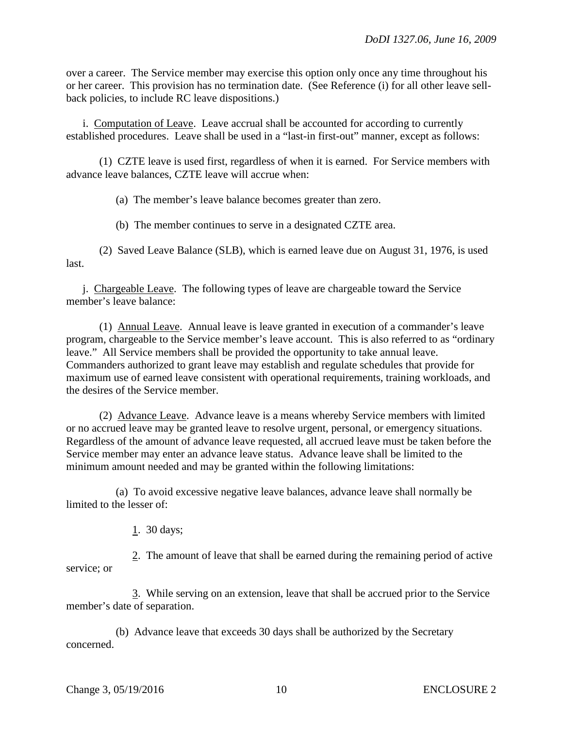over a career. The Service member may exercise this option only once any time throughout his or her career. This provision has no termination date. (See Reference (i) for all other leave sell-back policies, to include RC leave dispositions.)

i. Computation of Leave. Leave accrual shall be accounted for according to currently established procedures. Leave shall be used in a "last-in first-out" manner, except as follows:

(1) CZTE leave is used first, regardless of when it is earned. For Service members with advance leave balances, CZTE leave will accrue when:

(a) The member's leave balance becomes greater than zero.

(b) The member continues to serve in a designated CZTE area.

(2) Saved Leave Balance (SLB), which is earned leave due on August 31, 1976, is used last.

j. Chargeable Leave. The following types of leave are chargeable toward the Service member's leave balance:

(1) Annual Leave. Annual leave is leave granted in execution of a commander's leave program, chargeable to the Service member's leave account. This is also referred to as "ordinary leave." All Service members shall be provided the opportunity to take annual leave. Commanders authorized to grant leave may establish and regulate schedules that provide for maximum use of earned leave consistent with operational requirements, training workloads, and the desires of the Service member.

(2) Advance Leave. Advance leave is a means whereby Service members with limited or no accrued leave may be granted leave to resolve urgent, personal, or emergency situations. Regardless of the amount of advance leave requested, all accrued leave must be taken before the Service member may enter an advance leave status. Advance leave shall be limited to the minimum amount needed and may be granted within the following limitations:

(a) To avoid excessive negative leave balances, advance leave shall normally be limited to the lesser of:

1. 30 days;

2. The amount of leave that shall be earned during the remaining period of active service; or

3. While serving on an extension, leave that shall be accrued prior to the Service member's date of separation.

(b) Advance leave that exceeds 30 days shall be authorized by the Secretary concerned.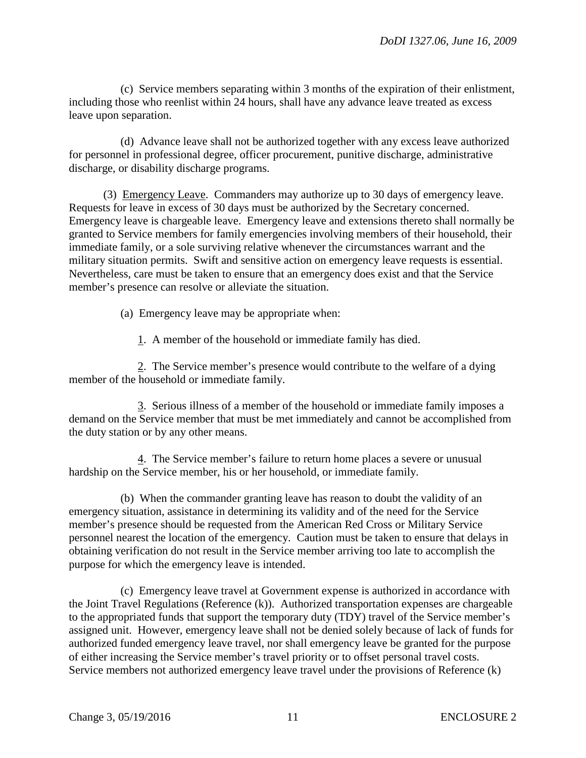(c) Service members separating within 3 months of the expiration of their enlistment, including those who reenlist within 24 hours, shall have any advance leave treated as excess leave upon separation.

(d) Advance leave shall not be authorized together with any excess leave authorized for personnel in professional degree, officer procurement, punitive discharge, administrative discharge, or disability discharge programs.

(3) Emergency Leave. Commanders may authorize up to 30 days of emergency leave. Requests for leave in excess of 30 days must be authorized by the Secretary concerned. Emergency leave is chargeable leave. Emergency leave and extensions thereto shall normally be granted to Service members for family emergencies involving members of their household, their immediate family, or a sole surviving relative whenever the circumstances warrant and the military situation permits. Swift and sensitive action on emergency leave requests is essential. Nevertheless, care must be taken to ensure that an emergency does exist and that the Service member's presence can resolve or alleviate the situation.

(a) Emergency leave may be appropriate when:

1. A member of the household or immediate family has died.

2. The Service member's presence would contribute to the welfare of a dying member of the household or immediate family.

3. Serious illness of a member of the household or immediate family imposes a demand on the Service member that must be met immediately and cannot be accomplished from the duty station or by any other means.

4. The Service member's failure to return home places a severe or unusual hardship on the Service member, his or her household, or immediate family.

(b) When the commander granting leave has reason to doubt the validity of an emergency situation, assistance in determining its validity and of the need for the Service member's presence should be requested from the American Red Cross or Military Service personnel nearest the location of the emergency. Caution must be taken to ensure that delays in obtaining verification do not result in the Service member arriving too late to accomplish the purpose for which the emergency leave is intended.

(c) Emergency leave travel at Government expense is authorized in accordance with the Joint Travel Regulations (Reference (k)). Authorized transportation expenses are chargeable to the appropriated funds that support the temporary duty (TDY) travel of the Service member's assigned unit. However, emergency leave shall not be denied solely because of lack of funds for authorized funded emergency leave travel, nor shall emergency leave be granted for the purpose of either increasing the Service member's travel priority or to offset personal travel costs. Service members not authorized emergency leave travel under the provisions of Reference (k)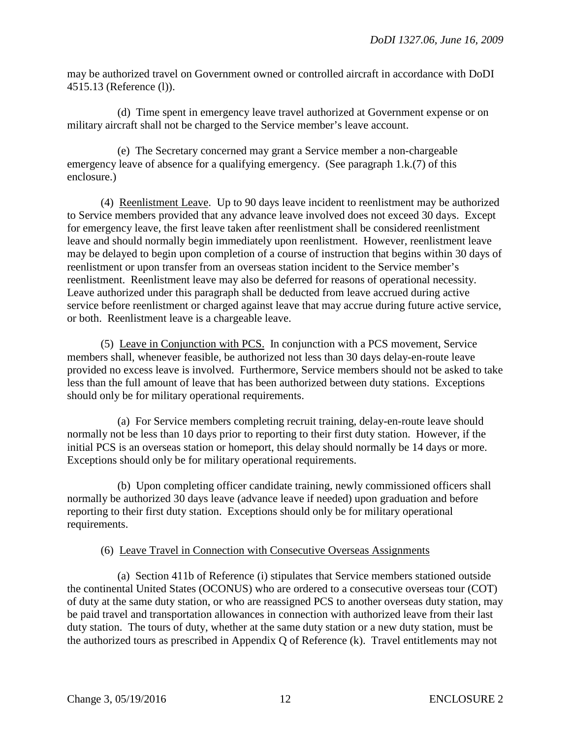may be authorized travel on Government owned or controlled aircraft in accordance with DoDI 4515.13 (Reference (l)).

(d) Time spent in emergency leave travel authorized at Government expense or on military aircraft shall not be charged to the Service member's leave account.

(e) The Secretary concerned may grant a Service member a non-chargeable emergency leave of absence for a qualifying emergency. (See paragraph 1.k.(7) of this enclosure.)

(4) <u>Reenlistment Leave</u>. Up to 90 days leave incident to reenlistment may be authorized to Service members provided that any advance leave involved does not exceed 30 days. Except for emergency leave, the first leave taken after reenlistment shall be considered reenlistment leave and should normally begin immediately upon reenlistment. However, reenlistment leave may be delayed to begin upon completion of a course of instruction that begins within 30 days of reenlistment or upon transfer from an overseas station incident to the Service member's reenlistment. Reenlistment leave may also be deferred for reasons of operational necessity. Leave authorized under this paragraph shall be deducted from leave accrued during active service before reenlistment or charged against leave that may accrue during future active service, or both. Reenlistment leave is a chargeable leave.

(5) <u>Leave in Conjunction with PCS.</u> In conjunction with a PCS movement, Service members shall, whenever feasible, be authorized not less than 30 days delay-en-route leave provided no excess leave is involved. Furthermore, Service members should not be asked to take less than the full amount of leave that has been authorized between duty stations. Exceptions should only be for military operational requirements.

(a) For Service members completing recruit training, delay-en-route leave should normally not be less than 10 days prior to reporting to their first duty station. However, if the initial PCS is an overseas station or homeport, this delay should normally be 14 days or more. Exceptions should only be for military operational requirements.

(b) Upon completing officer candidate training, newly commissioned officers shall normally be authorized 30 days leave (advance leave if needed) upon graduation and before reporting to their first duty station. Exceptions should only be for military operational requirements.

(6) <u>Leave Travel in Connection with Consecutive Overseas Assignments</u>

(a) Section 411b of Reference (i) stipulates that Service members stationed outside the continental United States (OCONUS) who are ordered to a consecutive overseas tour (COT) of duty at the same duty station, or who are reassigned PCS to another overseas duty station, may be paid travel and transportation allowances in connection with authorized leave from their last duty station. The tours of duty, whether at the same duty station or a new duty station, must be the authorized tours as prescribed in Appendix Q of Reference (k). Travel entitlements may not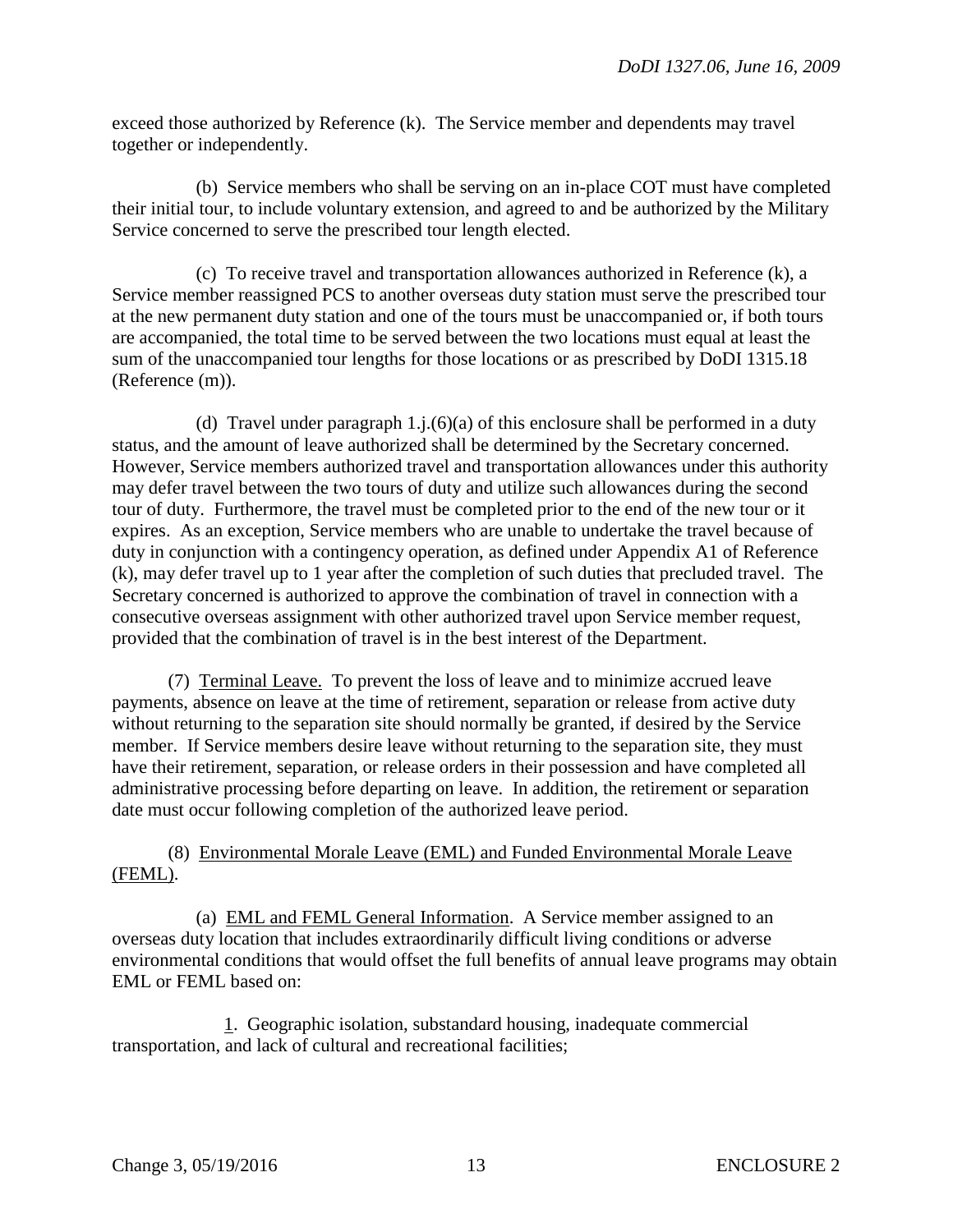exceed those authorized by Reference (k). The Service member and dependents may travel together or independently.

(b) Service members who shall be serving on an in-place COT must have completed their initial tour, to include voluntary extension, and agreed to and be authorized by the Military Service concerned to serve the prescribed tour length elected.

(c) To receive travel and transportation allowances authorized in Reference (k), a Service member reassigned PCS to another overseas duty station must serve the prescribed tour at the new permanent duty station and one of the tours must be unaccompanied or, if both tours are accompanied, the total time to be served between the two locations must equal at least the sum of the unaccompanied tour lengths for those locations or as prescribed by DoDI 1315.18 (Reference (m)).

(d) Travel under paragraph 1.j.(6)(a) of this enclosure shall be performed in a duty status, and the amount of leave authorized shall be determined by the Secretary concerned. However, Service members authorized travel and transportation allowances under this authority may defer travel between the two tours of duty and utilize such allowances during the second tour of duty. Furthermore, the travel must be completed prior to the end of the new tour or it expires. As an exception, Service members who are unable to undertake the travel because of duty in conjunction with a contingency operation, as defined under Appendix A1 of Reference (k), may defer travel up to 1 year after the completion of such duties that precluded travel. The Secretary concerned is authorized to approve the combination of travel in connection with a consecutive overseas assignment with other authorized travel upon Service member request, provided that the combination of travel is in the best interest of the Department.

(7) Terminal Leave. To prevent the loss of leave and to minimize accrued leave payments, absence on leave at the time of retirement, separation or release from active duty without returning to the separation site should normally be granted, if desired by the Service member. If Service members desire leave without returning to the separation site, they must have their retirement, separation, or release orders in their possession and have completed all administrative processing before departing on leave. In addition, the retirement or separation date must occur following completion of the authorized leave period.

(8) Environmental Morale Leave (EML) and Funded Environmental Morale Leave (FEML).

(a) EML and FEML General Information. A Service member assigned to an overseas duty location that includes extraordinarily difficult living conditions or adverse environmental conditions that would offset the full benefits of annual leave programs may obtain EML or FEML based on:

1. Geographic isolation, substandard housing, inadequate commercial transportation, and lack of cultural and recreational facilities;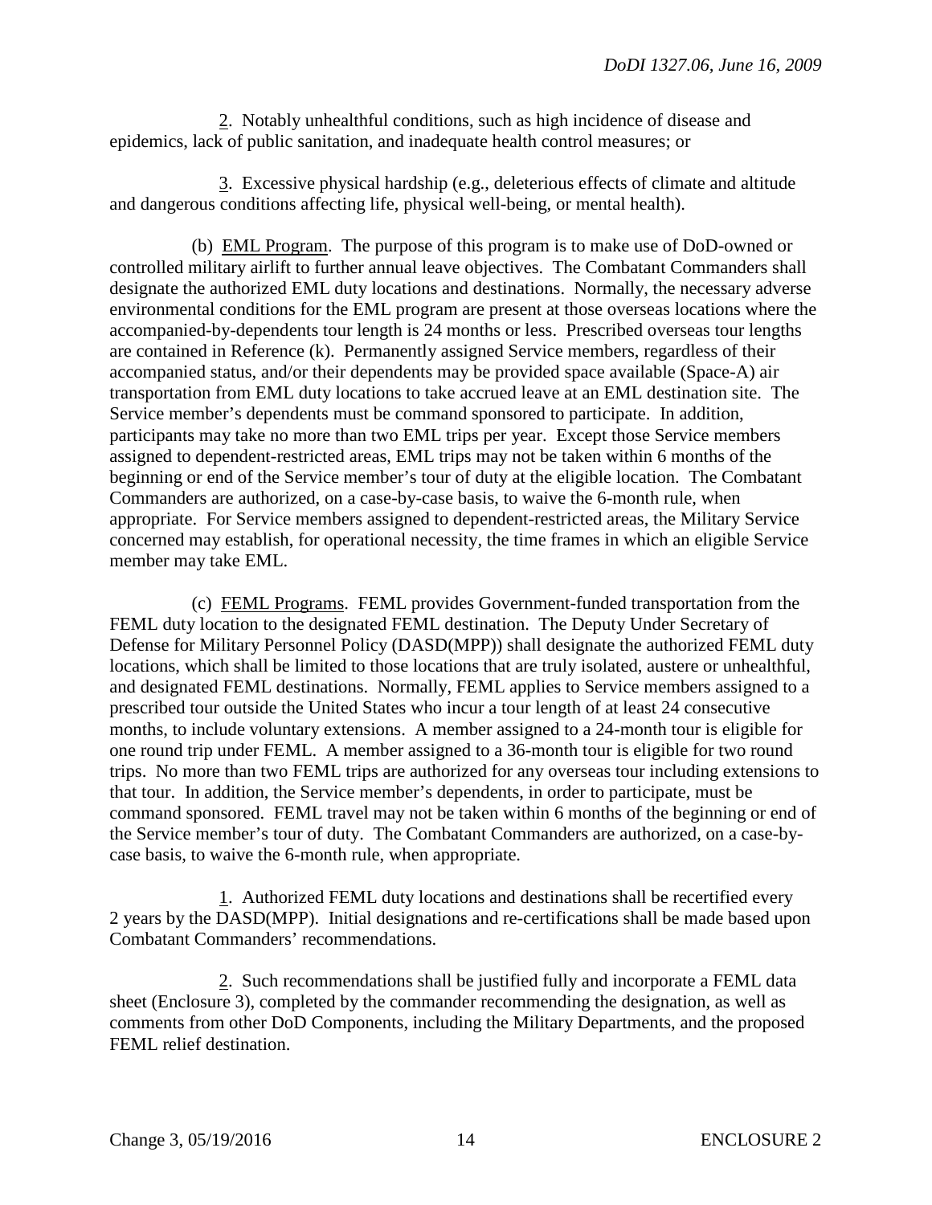2. Notably unhealthful conditions, such as high incidence of disease and epidemics, lack of public sanitation, and inadequate health control measures; or

3. Excessive physical hardship (e.g., deleterious effects of climate and altitude and dangerous conditions affecting life, physical well-being, or mental health).

(b) EML Program. The purpose of this program is to make use of DoD-owned or controlled military airlift to further annual leave objectives. The Combatant Commanders shall designate the authorized EML duty locations and destinations. Normally, the necessary adverse environmental conditions for the EML program are present at those overseas locations where the accompanied-by-dependents tour length is 24 months or less. Prescribed overseas tour lengths are contained in Reference (k). Permanently assigned Service members, regardless of their accompanied status, and/or their dependents may be provided space available (Space-A) air transportation from EML duty locations to take accrued leave at an EML destination site. The Service member's dependents must be command sponsored to participate. In addition, participants may take no more than two EML trips per year. Except those Service members assigned to dependent-restricted areas, EML trips may not be taken within 6 months of the beginning or end of the Service member's tour of duty at the eligible location. The Combatant Commanders are authorized, on a case-by-case basis, to waive the 6-month rule, when appropriate. For Service members assigned to dependent-restricted areas, the Military Service concerned may establish, for operational necessity, the time frames in which an eligible Service member may take EML.

(c) FEML Programs. FEML provides Government-funded transportation from the FEML duty location to the designated FEML destination. The Deputy Under Secretary of Defense for Military Personnel Policy (DASD(MPP)) shall designate the authorized FEML duty locations, which shall be limited to those locations that are truly isolated, austere or unhealthful, and designated FEML destinations. Normally, FEML applies to Service members assigned to a prescribed tour outside the United States who incur a tour length of at least 24 consecutive months, to include voluntary extensions. A member assigned to a 24-month tour is eligible for one round trip under FEML. A member assigned to a 36-month tour is eligible for two round trips. No more than two FEML trips are authorized for any overseas tour including extensions to that tour. In addition, the Service member's dependents, in order to participate, must be command sponsored. FEML travel may not be taken within 6 months of the beginning or end of the Service member's tour of duty. The Combatant Commanders are authorized, on a case-by-case basis, to waive the 6-month rule, when appropriate.

1. Authorized FEML duty locations and destinations shall be recertified every 2 years by the DASD(MPP). Initial designations and re-certifications shall be made based upon Combatant Commanders' recommendations.

2. Such recommendations shall be justified fully and incorporate a FEML data sheet (Enclosure 3), completed by the commander recommending the designation, as well as comments from other DoD Components, including the Military Departments, and the proposed FEML relief destination.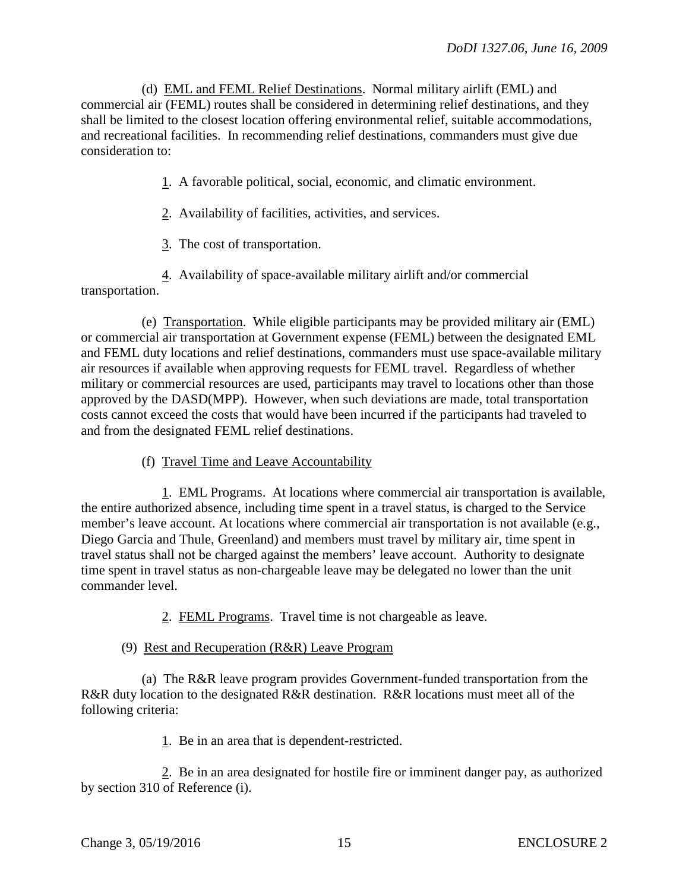(d) <u>EML and FEML Relief Destinations</u>. Normal military airlift (EML) and commercial air (FEML) routes shall be considered in determining relief destinations, and they shall be limited to the closest location offering environmental relief, suitable accommodations, and recreational facilities. In recommending relief destinations, commanders must give due consideration to:

<u>1</u>. A favorable political, social, economic, and climatic environment.

<u>2</u>. Availability of facilities, activities, and services.

<u>3</u>. The cost of transportation.

<u>4</u>. Availability of space-available military airlift and/or commercial transportation.

(e) <u>Transportation</u>. While eligible participants may be provided military air (EML) or commercial air transportation at Government expense (FEML) between the designated EML and FEML duty locations and relief destinations, commanders must use space-available military air resources if available when approving requests for FEML travel. Regardless of whether military or commercial resources are used, participants may travel to locations other than those approved by the DASD(MPP). However, when such deviations are made, total transportation costs cannot exceed the costs that would have been incurred if the participants had traveled to and from the designated FEML relief destinations.

(f) <u>Travel Time and Leave Accountability</u>

<u>1</u>. EML Programs. At locations where commercial air transportation is available, the entire authorized absence, including time spent in a travel status, is charged to the Service member's leave account. At locations where commercial air transportation is not available (e.g., Diego Garcia and Thule, Greenland) and members must travel by military air, time spent in travel status shall not be charged against the members' leave account. Authority to designate time spent in travel status as non-chargeable leave may be delegated no lower than the unit commander level.

<u>2</u>. <u>FEML Programs</u>. Travel time is not chargeable as leave.

(9) <u>Rest and Recuperation (R&R) Leave Program</u>

(a) The R&R leave program provides Government-funded transportation from the R&R duty location to the designated R&R destination. R&R locations must meet all of the following criteria:

<u>1</u>. Be in an area that is dependent-restricted.

<u>2</u>. Be in an area designated for hostile fire or imminent danger pay, as authorized by section 310 of Reference (i).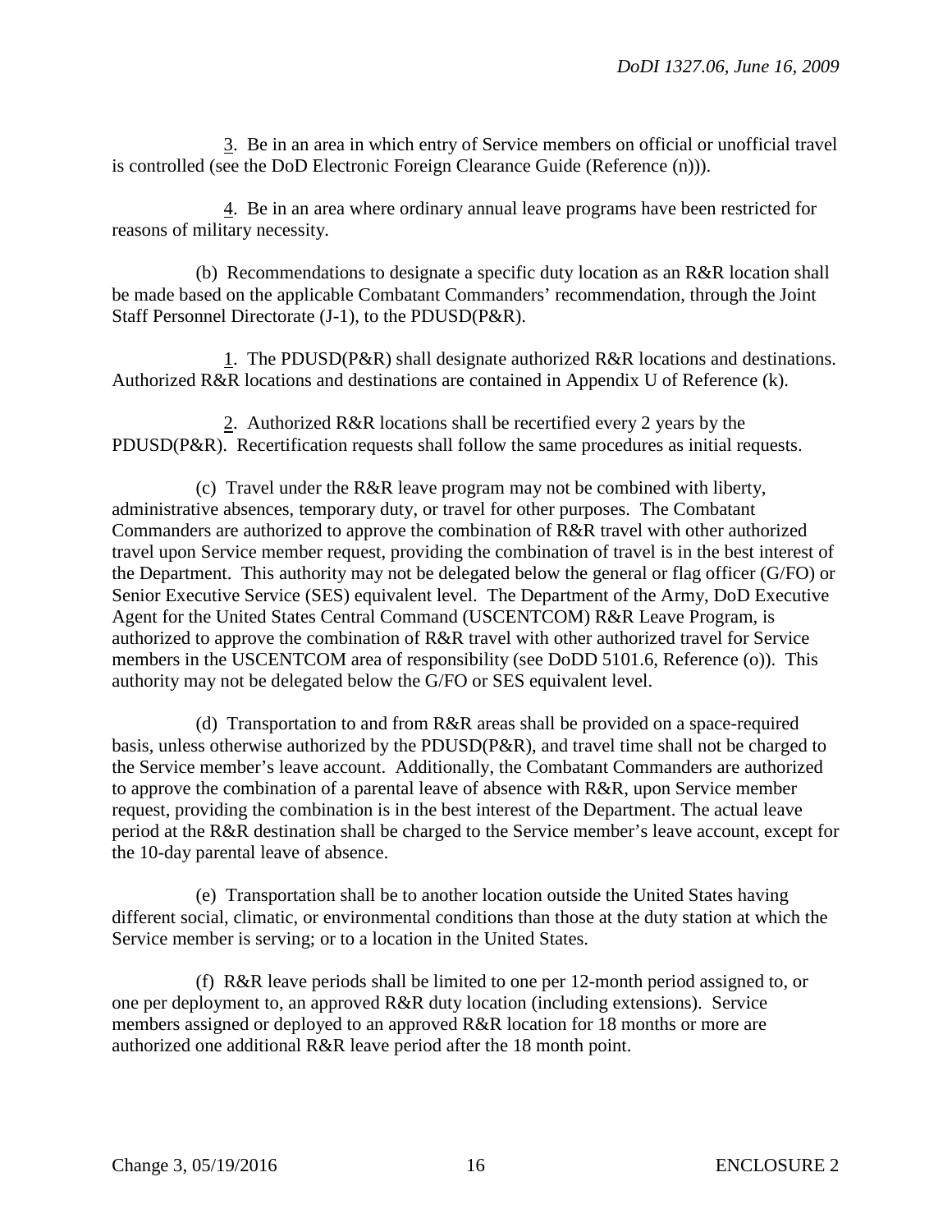3. Be in an area in which entry of Service members on official or unofficial travel is controlled (see the DoD Electronic Foreign Clearance Guide (Reference (n))).

4. Be in an area where ordinary annual leave programs have been restricted for reasons of military necessity.

(b) Recommendations to designate a specific duty location as an R&R location shall be made based on the applicable Combatant Commanders' recommendation, through the Joint Staff Personnel Directorate (J-1), to the PDUSD(P&R).

1. The PDUSD(P&R) shall designate authorized R&R locations and destinations. Authorized R&R locations and destinations are contained in Appendix U of Reference (k).

2. Authorized R&R locations shall be recertified every 2 years by the PDUSD(P&R). Recertification requests shall follow the same procedures as initial requests.

(c) Travel under the R&R leave program may not be combined with liberty, administrative absences, temporary duty, or travel for other purposes. The Combatant Commanders are authorized to approve the combination of R&R travel with other authorized travel upon Service member request, providing the combination of travel is in the best interest of the Department. This authority may not be delegated below the general or flag officer (G/FO) or Senior Executive Service (SES) equivalent level. The Department of the Army, DoD Executive Agent for the United States Central Command (USCENTCOM) R&R Leave Program, is authorized to approve the combination of R&R travel with other authorized travel for Service members in the USCENTCOM area of responsibility (see DoDD 5101.6, Reference (o)). This authority may not be delegated below the G/FO or SES equivalent level.

(d) Transportation to and from R&R areas shall be provided on a space-required basis, unless otherwise authorized by the PDUSD(P&R), and travel time shall not be charged to the Service member's leave account. Additionally, the Combatant Commanders are authorized to approve the combination of a parental leave of absence with R&R, upon Service member request, providing the combination is in the best interest of the Department. The actual leave period at the R&R destination shall be charged to the Service member's leave account, except for the 10-day parental leave of absence.

(e) Transportation shall be to another location outside the United States having different social, climatic, or environmental conditions than those at the duty station at which the Service member is serving; or to a location in the United States.

(f) R&R leave periods shall be limited to one per 12-month period assigned to, or one per deployment to, an approved R&R duty location (including extensions). Service members assigned or deployed to an approved R&R location for 18 months or more are authorized one additional R&R leave period after the 18 month point.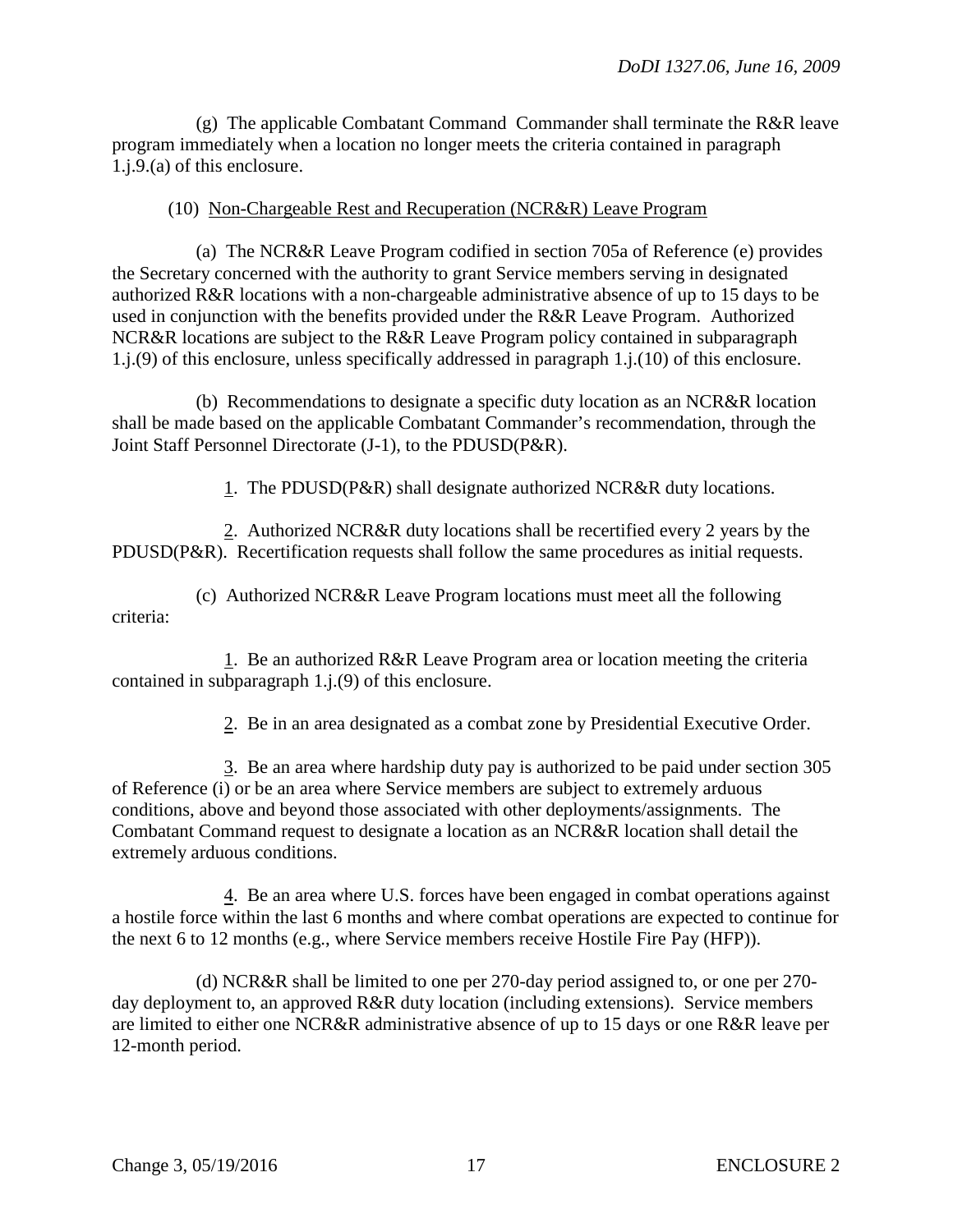(g) The applicable Combatant Command Commander shall terminate the R&R leave program immediately when a location no longer meets the criteria contained in paragraph 1.j.9.(a) of this enclosure.

(10) Non-Chargeable Rest and Recuperation (NCR&R) Leave Program

(a) The NCR&R Leave Program codified in section 705a of Reference (e) provides the Secretary concerned with the authority to grant Service members serving in designated authorized R&R locations with a non-chargeable administrative absence of up to 15 days to be used in conjunction with the benefits provided under the R&R Leave Program. Authorized NCR&R locations are subject to the R&R Leave Program policy contained in subparagraph 1.j.(9) of this enclosure, unless specifically addressed in paragraph 1.j.(10) of this enclosure.

(b) Recommendations to designate a specific duty location as an NCR&R location shall be made based on the applicable Combatant Commander's recommendation, through the Joint Staff Personnel Directorate (J-1), to the PDUSD(P&R).

1. The PDUSD(P&R) shall designate authorized NCR&R duty locations.

2. Authorized NCR&R duty locations shall be recertified every 2 years by the PDUSD(P&R). Recertification requests shall follow the same procedures as initial requests.

(c) Authorized NCR&R Leave Program locations must meet all the following criteria:

1. Be an authorized R&R Leave Program area or location meeting the criteria contained in subparagraph 1.j.(9) of this enclosure.

2. Be in an area designated as a combat zone by Presidential Executive Order.

3. Be an area where hardship duty pay is authorized to be paid under section 305 of Reference (i) or be an area where Service members are subject to extremely arduous conditions, above and beyond those associated with other deployments/assignments. The Combatant Command request to designate a location as an NCR&R location shall detail the extremely arduous conditions.

4. Be an area where U.S. forces have been engaged in combat operations against a hostile force within the last 6 months and where combat operations are expected to continue for the next 6 to 12 months (e.g., where Service members receive Hostile Fire Pay (HFP)).

(d) NCR&R shall be limited to one per 270-day period assigned to, or one per 270-day deployment to, an approved R&R duty location (including extensions). Service members are limited to either one NCR&R administrative absence of up to 15 days or one R&R leave per 12-month period.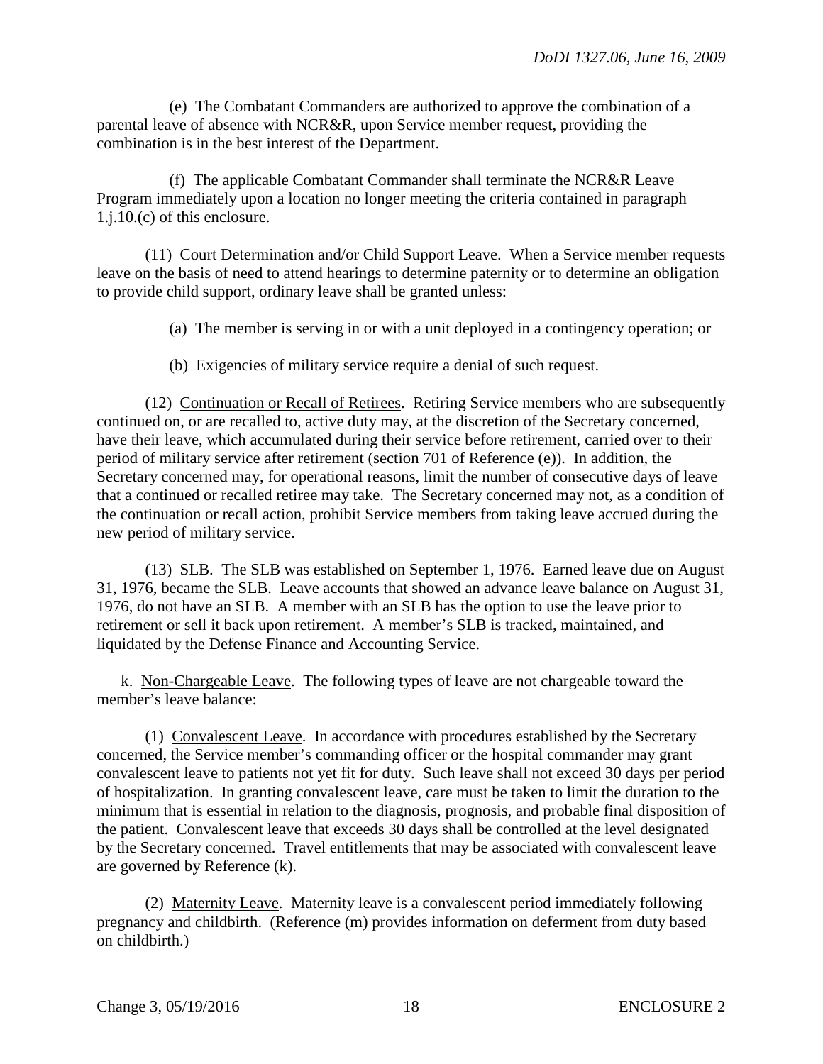(e) The Combatant Commanders are authorized to approve the combination of a parental leave of absence with NCR&R, upon Service member request, providing the combination is in the best interest of the Department.

(f) The applicable Combatant Commander shall terminate the NCR&R Leave Program immediately upon a location no longer meeting the criteria contained in paragraph 1.j.10.(c) of this enclosure.

(11) <u>Court Determination and/or Child Support Leave</u>. When a Service member requests leave on the basis of need to attend hearings to determine paternity or to determine an obligation to provide child support, ordinary leave shall be granted unless:

(a) The member is serving in or with a unit deployed in a contingency operation; or

(b) Exigencies of military service require a denial of such request.

(12) <u>Continuation or Recall of Retirees</u>. Retiring Service members who are subsequently continued on, or are recalled to, active duty may, at the discretion of the Secretary concerned, have their leave, which accumulated during their service before retirement, carried over to their period of military service after retirement (section 701 of Reference (e)). In addition, the Secretary concerned may, for operational reasons, limit the number of consecutive days of leave that a continued or recalled retiree may take. The Secretary concerned may not, as a condition of the continuation or recall action, prohibit Service members from taking leave accrued during the new period of military service.

(13) <u>SLB</u>. The SLB was established on September 1, 1976. Earned leave due on August 31, 1976, became the SLB. Leave accounts that showed an advance leave balance on August 31, 1976, do not have an SLB. A member with an SLB has the option to use the leave prior to retirement or sell it back upon retirement. A member's SLB is tracked, maintained, and liquidated by the Defense Finance and Accounting Service.

k. <u>Non-Chargeable Leave</u>. The following types of leave are not chargeable toward the member's leave balance:

(1) <u>Convalescent Leave</u>. In accordance with procedures established by the Secretary concerned, the Service member's commanding officer or the hospital commander may grant convalescent leave to patients not yet fit for duty. Such leave shall not exceed 30 days per period of hospitalization. In granting convalescent leave, care must be taken to limit the duration to the minimum that is essential in relation to the diagnosis, prognosis, and probable final disposition of the patient. Convalescent leave that exceeds 30 days shall be controlled at the level designated by the Secretary concerned. Travel entitlements that may be associated with convalescent leave are governed by Reference (k).

(2) <u>Maternity Leave</u>. Maternity leave is a convalescent period immediately following pregnancy and childbirth. (Reference (m) provides information on deferment from duty based on childbirth.)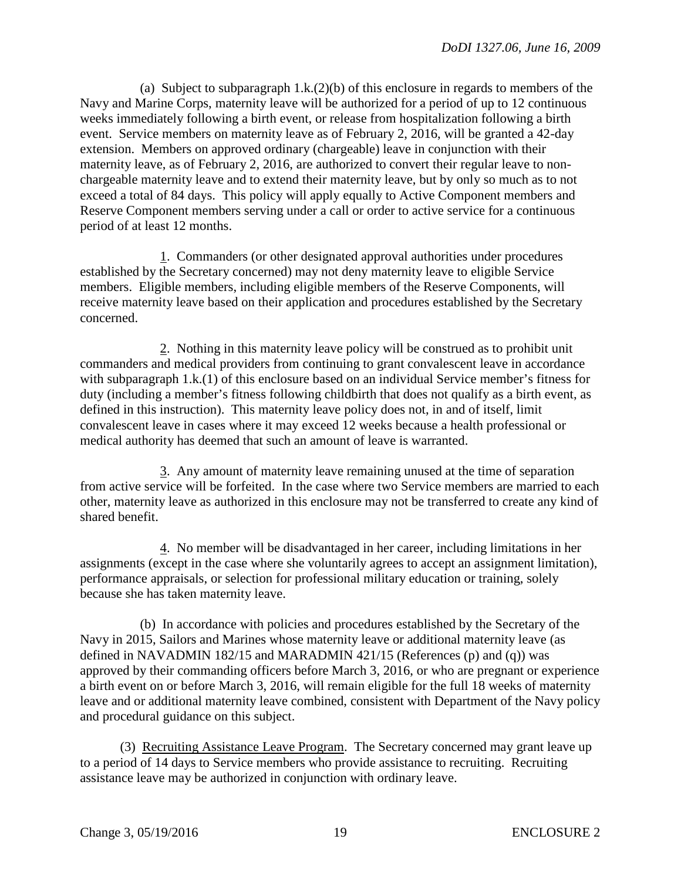(a) Subject to subparagraph 1.k.(2)(b) of this enclosure in regards to members of the Navy and Marine Corps, maternity leave will be authorized for a period of up to 12 continuous weeks immediately following a birth event, or release from hospitalization following a birth event. Service members on maternity leave as of February 2, 2016, will be granted a 42-day extension. Members on approved ordinary (chargeable) leave in conjunction with their maternity leave, as of February 2, 2016, are authorized to convert their regular leave to non-chargeable maternity leave and to extend their maternity leave, but by only so much as to not exceed a total of 84 days. This policy will apply equally to Active Component members and Reserve Component members serving under a call or order to active service for a continuous period of at least 12 months.

1. Commanders (or other designated approval authorities under procedures established by the Secretary concerned) may not deny maternity leave to eligible Service members. Eligible members, including eligible members of the Reserve Components, will receive maternity leave based on their application and procedures established by the Secretary concerned.

2. Nothing in this maternity leave policy will be construed as to prohibit unit commanders and medical providers from continuing to grant convalescent leave in accordance with subparagraph 1.k.(1) of this enclosure based on an individual Service member's fitness for duty (including a member's fitness following childbirth that does not qualify as a birth event, as defined in this instruction). This maternity leave policy does not, in and of itself, limit convalescent leave in cases where it may exceed 12 weeks because a health professional or medical authority has deemed that such an amount of leave is warranted.

3. Any amount of maternity leave remaining unused at the time of separation from active service will be forfeited. In the case where two Service members are married to each other, maternity leave as authorized in this enclosure may not be transferred to create any kind of shared benefit.

4. No member will be disadvantaged in her career, including limitations in her assignments (except in the case where she voluntarily agrees to accept an assignment limitation), performance appraisals, or selection for professional military education or training, solely because she has taken maternity leave.

(b) In accordance with policies and procedures established by the Secretary of the Navy in 2015, Sailors and Marines whose maternity leave or additional maternity leave (as defined in NAVADMIN 182/15 and MARADMIN 421/15 (References (p) and (q)) was approved by their commanding officers before March 3, 2016, or who are pregnant or experience a birth event on or before March 3, 2016, will remain eligible for the full 18 weeks of maternity leave and or additional maternity leave combined, consistent with Department of the Navy policy and procedural guidance on this subject.

(3) Recruiting Assistance Leave Program. The Secretary concerned may grant leave up to a period of 14 days to Service members who provide assistance to recruiting. Recruiting assistance leave may be authorized in conjunction with ordinary leave.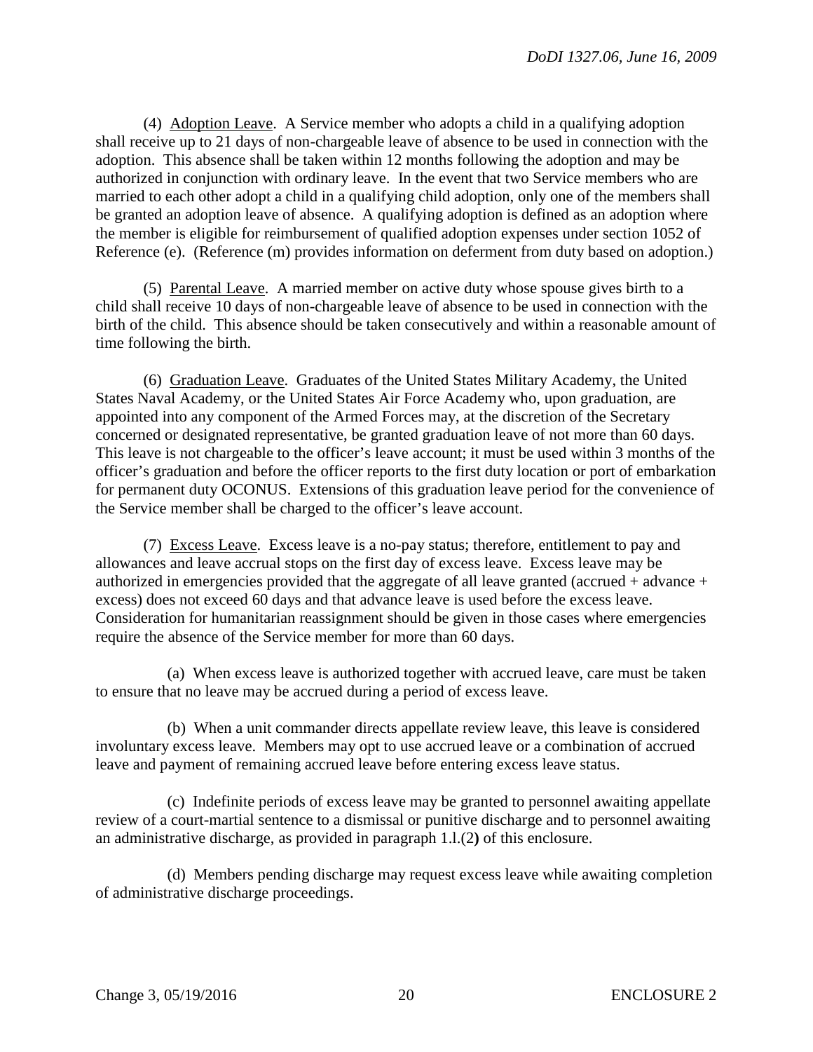(4) Adoption Leave. A Service member who adopts a child in a qualifying adoption shall receive up to 21 days of non-chargeable leave of absence to be used in connection with the adoption. This absence shall be taken within 12 months following the adoption and may be authorized in conjunction with ordinary leave. In the event that two Service members who are married to each other adopt a child in a qualifying child adoption, only one of the members shall be granted an adoption leave of absence. A qualifying adoption is defined as an adoption where the member is eligible for reimbursement of qualified adoption expenses under section 1052 of Reference (e). (Reference (m) provides information on deferment from duty based on adoption.)

(5) Parental Leave. A married member on active duty whose spouse gives birth to a child shall receive 10 days of non-chargeable leave of absence to be used in connection with the birth of the child. This absence should be taken consecutively and within a reasonable amount of time following the birth.

(6) Graduation Leave. Graduates of the United States Military Academy, the United States Naval Academy, or the United States Air Force Academy who, upon graduation, are appointed into any component of the Armed Forces may, at the discretion of the Secretary concerned or designated representative, be granted graduation leave of not more than 60 days. This leave is not chargeable to the officer's leave account; it must be used within 3 months of the officer's graduation and before the officer reports to the first duty location or port of embarkation for permanent duty OCONUS. Extensions of this graduation leave period for the convenience of the Service member shall be charged to the officer's leave account.

(7) Excess Leave. Excess leave is a no-pay status; therefore, entitlement to pay and allowances and leave accrual stops on the first day of excess leave. Excess leave may be authorized in emergencies provided that the aggregate of all leave granted (accrued + advance + excess) does not exceed 60 days and that advance leave is used before the excess leave. Consideration for humanitarian reassignment should be given in those cases where emergencies require the absence of the Service member for more than 60 days.

(a) When excess leave is authorized together with accrued leave, care must be taken to ensure that no leave may be accrued during a period of excess leave.

(b) When a unit commander directs appellate review leave, this leave is considered involuntary excess leave. Members may opt to use accrued leave or a combination of accrued leave and payment of remaining accrued leave before entering excess leave status.

(c) Indefinite periods of excess leave may be granted to personnel awaiting appellate review of a court-martial sentence to a dismissal or punitive discharge and to personnel awaiting an administrative discharge, as provided in paragraph 1.l.(2**)** of this enclosure.

(d) Members pending discharge may request excess leave while awaiting completion of administrative discharge proceedings.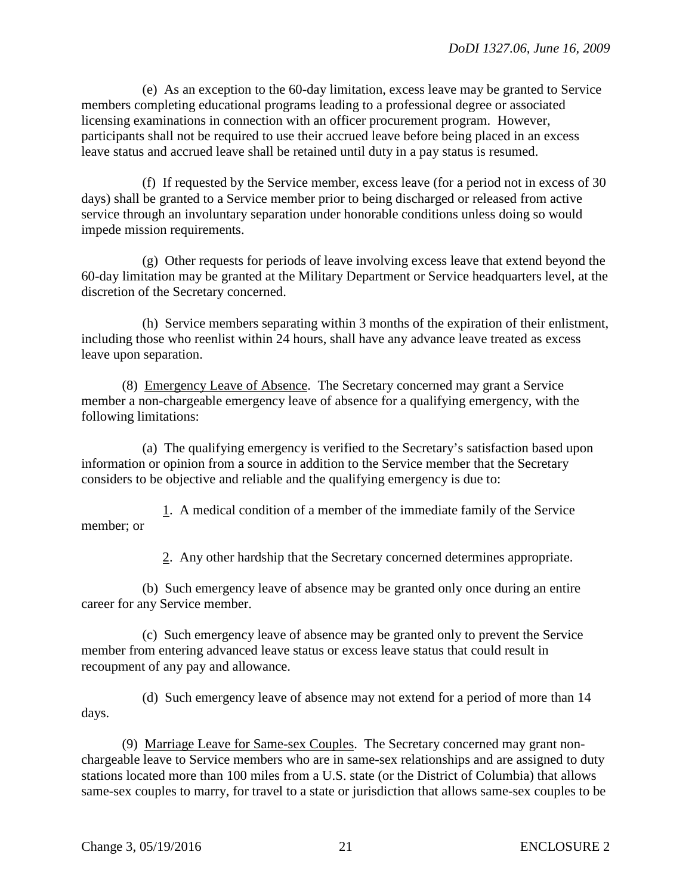(e) As an exception to the 60-day limitation, excess leave may be granted to Service members completing educational programs leading to a professional degree or associated licensing examinations in connection with an officer procurement program. However, participants shall not be required to use their accrued leave before being placed in an excess leave status and accrued leave shall be retained until duty in a pay status is resumed.

(f) If requested by the Service member, excess leave (for a period not in excess of 30 days) shall be granted to a Service member prior to being discharged or released from active service through an involuntary separation under honorable conditions unless doing so would impede mission requirements.

(g) Other requests for periods of leave involving excess leave that extend beyond the 60-day limitation may be granted at the Military Department or Service headquarters level, at the discretion of the Secretary concerned.

(h) Service members separating within 3 months of the expiration of their enlistment, including those who reenlist within 24 hours, shall have any advance leave treated as excess leave upon separation.

(8) <u>Emergency Leave of Absence</u>. The Secretary concerned may grant a Service member a non-chargeable emergency leave of absence for a qualifying emergency, with the following limitations:

(a) The qualifying emergency is verified to the Secretary's satisfaction based upon information or opinion from a source in addition to the Service member that the Secretary considers to be objective and reliable and the qualifying emergency is due to:

<u>1</u>. A medical condition of a member of the immediate family of the Service member; or

<u>2</u>. Any other hardship that the Secretary concerned determines appropriate.

(b) Such emergency leave of absence may be granted only once during an entire career for any Service member.

(c) Such emergency leave of absence may be granted only to prevent the Service member from entering advanced leave status or excess leave status that could result in recoupment of any pay and allowance.

(d) Such emergency leave of absence may not extend for a period of more than 14 days.

(9) <u>Marriage Leave for Same-sex Couples</u>. The Secretary concerned may grant non-chargeable leave to Service members who are in same-sex relationships and are assigned to duty stations located more than 100 miles from a U.S. state (or the District of Columbia) that allows same-sex couples to marry, for travel to a state or jurisdiction that allows same-sex couples to be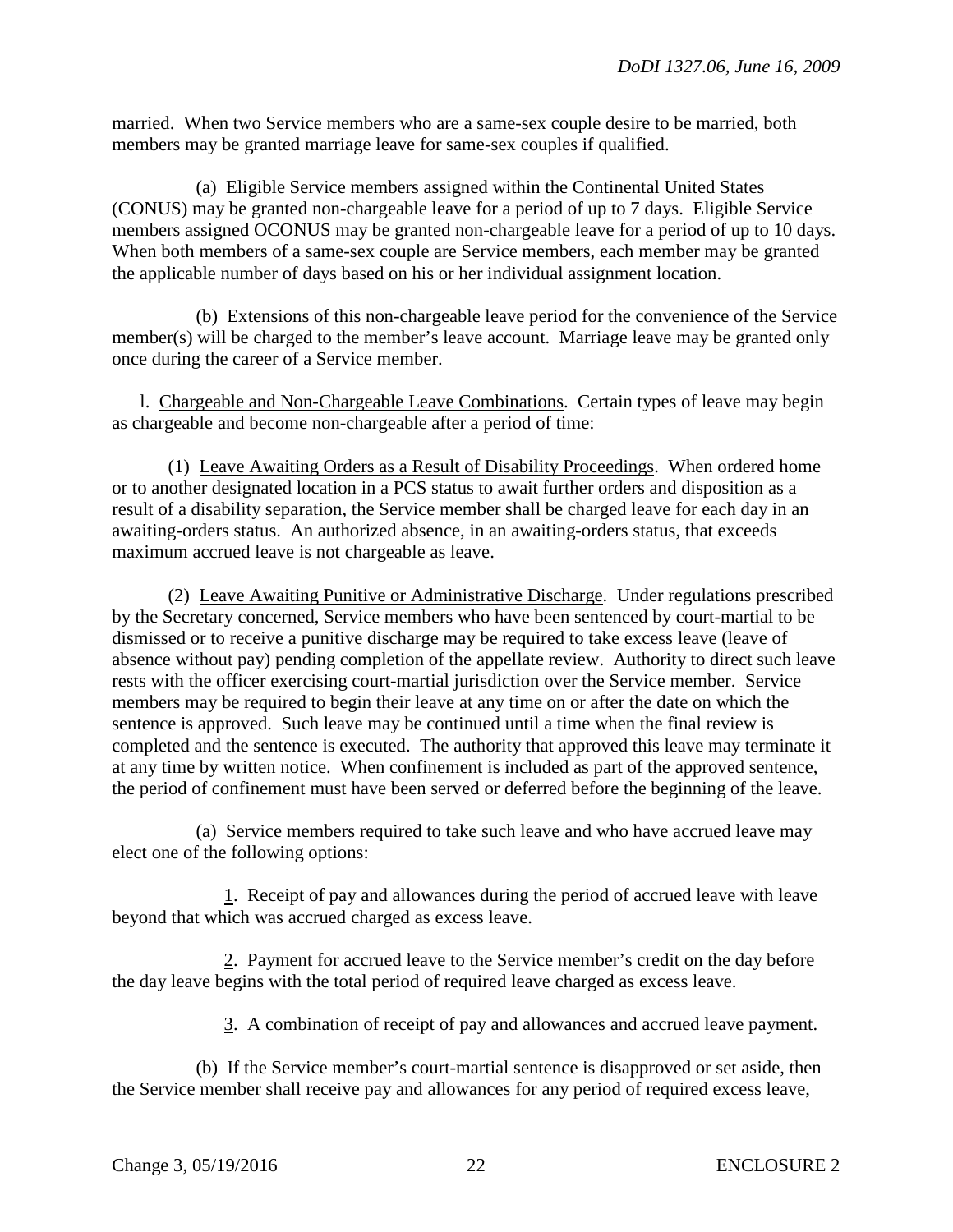married. When two Service members who are a same-sex couple desire to be married, both members may be granted marriage leave for same-sex couples if qualified.

(a) Eligible Service members assigned within the Continental United States (CONUS) may be granted non-chargeable leave for a period of up to 7 days. Eligible Service members assigned OCONUS may be granted non-chargeable leave for a period of up to 10 days. When both members of a same-sex couple are Service members, each member may be granted the applicable number of days based on his or her individual assignment location.

(b) Extensions of this non-chargeable leave period for the convenience of the Service member(s) will be charged to the member's leave account. Marriage leave may be granted only once during the career of a Service member.

l. Chargeable and Non-Chargeable Leave Combinations. Certain types of leave may begin as chargeable and become non-chargeable after a period of time:

(1) Leave Awaiting Orders as a Result of Disability Proceedings. When ordered home or to another designated location in a PCS status to await further orders and disposition as a result of a disability separation, the Service member shall be charged leave for each day in an awaiting-orders status. An authorized absence, in an awaiting-orders status, that exceeds maximum accrued leave is not chargeable as leave.

(2) Leave Awaiting Punitive or Administrative Discharge. Under regulations prescribed by the Secretary concerned, Service members who have been sentenced by court-martial to be dismissed or to receive a punitive discharge may be required to take excess leave (leave of absence without pay) pending completion of the appellate review. Authority to direct such leave rests with the officer exercising court-martial jurisdiction over the Service member. Service members may be required to begin their leave at any time on or after the date on which the sentence is approved. Such leave may be continued until a time when the final review is completed and the sentence is executed. The authority that approved this leave may terminate it at any time by written notice. When confinement is included as part of the approved sentence, the period of confinement must have been served or deferred before the beginning of the leave.

(a) Service members required to take such leave and who have accrued leave may elect one of the following options:

1. Receipt of pay and allowances during the period of accrued leave with leave beyond that which was accrued charged as excess leave.

2. Payment for accrued leave to the Service member's credit on the day before the day leave begins with the total period of required leave charged as excess leave.

3. A combination of receipt of pay and allowances and accrued leave payment.

(b) If the Service member's court-martial sentence is disapproved or set aside, then the Service member shall receive pay and allowances for any period of required excess leave,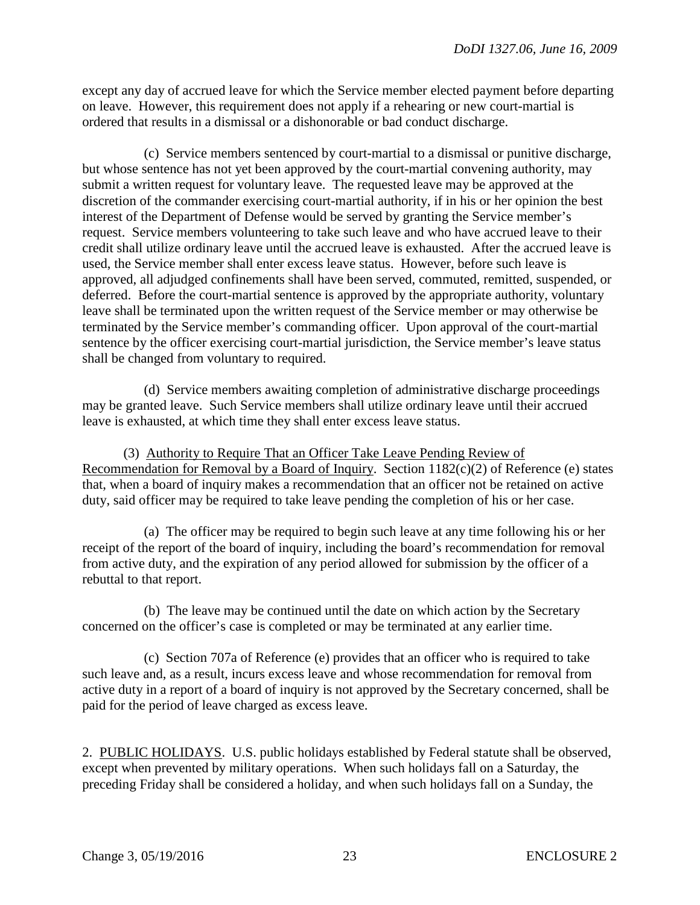except any day of accrued leave for which the Service member elected payment before departing on leave. However, this requirement does not apply if a rehearing or new court-martial is ordered that results in a dismissal or a dishonorable or bad conduct discharge.

(c) Service members sentenced by court-martial to a dismissal or punitive discharge, but whose sentence has not yet been approved by the court-martial convening authority, may submit a written request for voluntary leave. The requested leave may be approved at the discretion of the commander exercising court-martial authority, if in his or her opinion the best interest of the Department of Defense would be served by granting the Service member's request. Service members volunteering to take such leave and who have accrued leave to their credit shall utilize ordinary leave until the accrued leave is exhausted. After the accrued leave is used, the Service member shall enter excess leave status. However, before such leave is approved, all adjudged confinements shall have been served, commuted, remitted, suspended, or deferred. Before the court-martial sentence is approved by the appropriate authority, voluntary leave shall be terminated upon the written request of the Service member or may otherwise be terminated by the Service member's commanding officer. Upon approval of the court-martial sentence by the officer exercising court-martial jurisdiction, the Service member's leave status shall be changed from voluntary to required.

(d) Service members awaiting completion of administrative discharge proceedings may be granted leave. Such Service members shall utilize ordinary leave until their accrued leave is exhausted, at which time they shall enter excess leave status.

(3) Authority to Require That an Officer Take Leave Pending Review of Recommendation for Removal by a Board of Inquiry. Section 1182(c)(2) of Reference (e) states that, when a board of inquiry makes a recommendation that an officer not be retained on active duty, said officer may be required to take leave pending the completion of his or her case.

(a) The officer may be required to begin such leave at any time following his or her receipt of the report of the board of inquiry, including the board's recommendation for removal from active duty, and the expiration of any period allowed for submission by the officer of a rebuttal to that report.

(b) The leave may be continued until the date on which action by the Secretary concerned on the officer's case is completed or may be terminated at any earlier time.

(c) Section 707a of Reference (e) provides that an officer who is required to take such leave and, as a result, incurs excess leave and whose recommendation for removal from active duty in a report of a board of inquiry is not approved by the Secretary concerned, shall be paid for the period of leave charged as excess leave.

2. PUBLIC HOLIDAYS. U.S. public holidays established by Federal statute shall be observed, except when prevented by military operations. When such holidays fall on a Saturday, the preceding Friday shall be considered a holiday, and when such holidays fall on a Sunday, the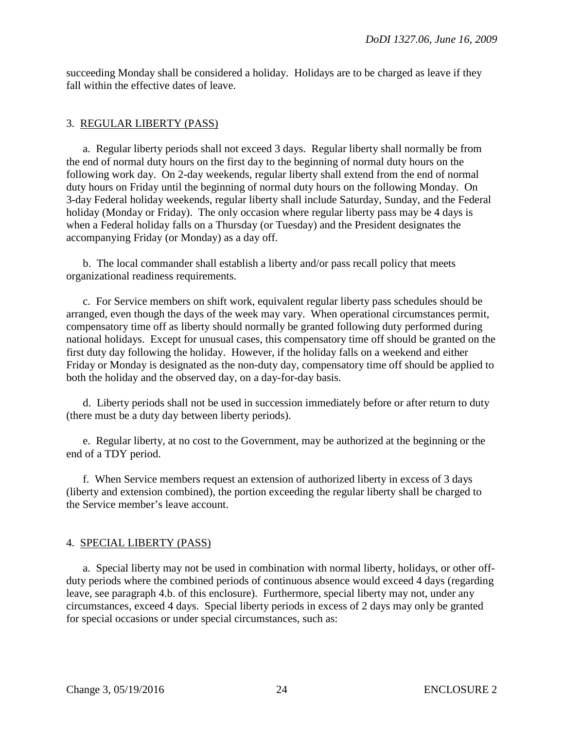succeeding Monday shall be considered a holiday. Holidays are to be charged as leave if they fall within the effective dates of leave.

3. REGULAR LIBERTY (PASS)

a. Regular liberty periods shall not exceed 3 days. Regular liberty shall normally be from the end of normal duty hours on the first day to the beginning of normal duty hours on the following work day. On 2-day weekends, regular liberty shall extend from the end of normal duty hours on Friday until the beginning of normal duty hours on the following Monday. On 3-day Federal holiday weekends, regular liberty shall include Saturday, Sunday, and the Federal holiday (Monday or Friday). The only occasion where regular liberty pass may be 4 days is when a Federal holiday falls on a Thursday (or Tuesday) and the President designates the accompanying Friday (or Monday) as a day off.

b. The local commander shall establish a liberty and/or pass recall policy that meets organizational readiness requirements.

c. For Service members on shift work, equivalent regular liberty pass schedules should be arranged, even though the days of the week may vary. When operational circumstances permit, compensatory time off as liberty should normally be granted following duty performed during national holidays. Except for unusual cases, this compensatory time off should be granted on the first duty day following the holiday. However, if the holiday falls on a weekend and either Friday or Monday is designated as the non-duty day, compensatory time off should be applied to both the holiday and the observed day, on a day-for-day basis.

d. Liberty periods shall not be used in succession immediately before or after return to duty (there must be a duty day between liberty periods).

e. Regular liberty, at no cost to the Government, may be authorized at the beginning or the end of a TDY period.

f. When Service members request an extension of authorized liberty in excess of 3 days (liberty and extension combined), the portion exceeding the regular liberty shall be charged to the Service member's leave account.

4. SPECIAL LIBERTY (PASS)

a. Special liberty may not be used in combination with normal liberty, holidays, or other off-duty periods where the combined periods of continuous absence would exceed 4 days (regarding leave, see paragraph 4.b. of this enclosure). Furthermore, special liberty may not, under any circumstances, exceed 4 days. Special liberty periods in excess of 2 days may only be granted for special occasions or under special circumstances, such as: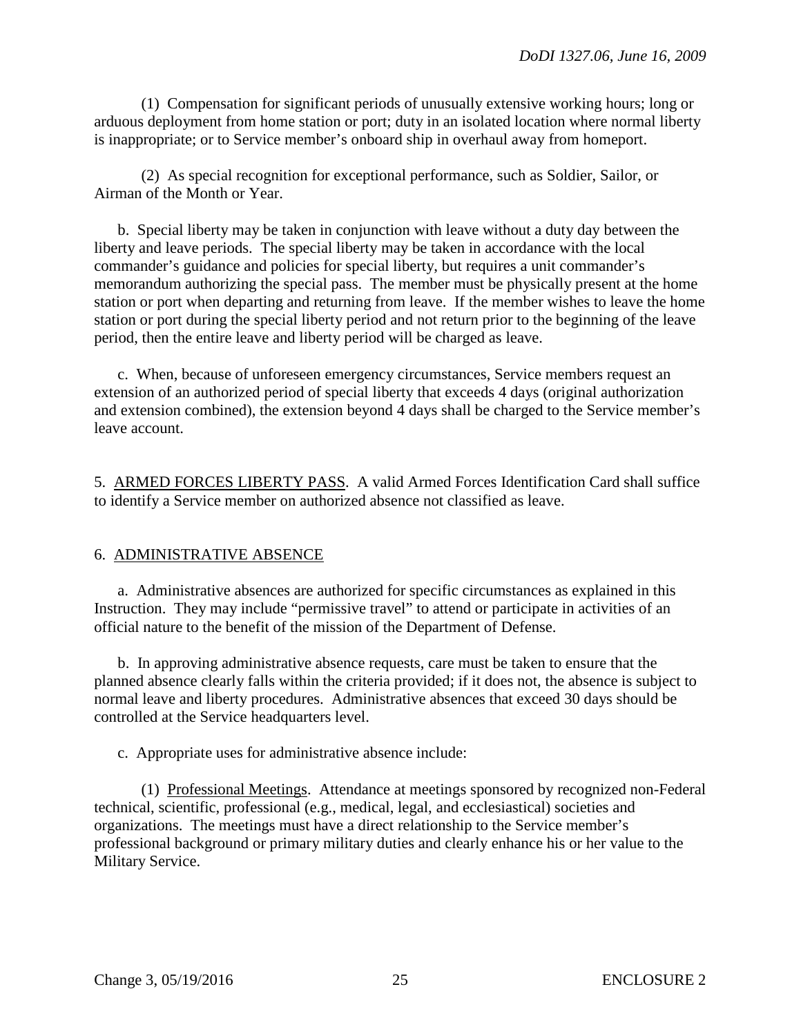(1) Compensation for significant periods of unusually extensive working hours; long or arduous deployment from home station or port; duty in an isolated location where normal liberty is inappropriate; or to Service member's onboard ship in overhaul away from homeport.

(2) As special recognition for exceptional performance, such as Soldier, Sailor, or Airman of the Month or Year.

b. Special liberty may be taken in conjunction with leave without a duty day between the liberty and leave periods. The special liberty may be taken in accordance with the local commander's guidance and policies for special liberty, but requires a unit commander's memorandum authorizing the special pass. The member must be physically present at the home station or port when departing and returning from leave. If the member wishes to leave the home station or port during the special liberty period and not return prior to the beginning of the leave period, then the entire leave and liberty period will be charged as leave.

c. When, because of unforeseen emergency circumstances, Service members request an extension of an authorized period of special liberty that exceeds 4 days (original authorization and extension combined), the extension beyond 4 days shall be charged to the Service member's leave account.

5. <u>ARMED FORCES LIBERTY PASS</u>. A valid Armed Forces Identification Card shall suffice to identify a Service member on authorized absence not classified as leave.

6. <u>ADMINISTRATIVE ABSENCE</u>

a. Administrative absences are authorized for specific circumstances as explained in this Instruction. They may include "permissive travel" to attend or participate in activities of an official nature to the benefit of the mission of the Department of Defense.

b. In approving administrative absence requests, care must be taken to ensure that the planned absence clearly falls within the criteria provided; if it does not, the absence is subject to normal leave and liberty procedures. Administrative absences that exceed 30 days should be controlled at the Service headquarters level.

c. Appropriate uses for administrative absence include:

(1) <u>Professional Meetings</u>. Attendance at meetings sponsored by recognized non-Federal technical, scientific, professional (e.g., medical, legal, and ecclesiastical) societies and organizations. The meetings must have a direct relationship to the Service member's professional background or primary military duties and clearly enhance his or her value to the Military Service.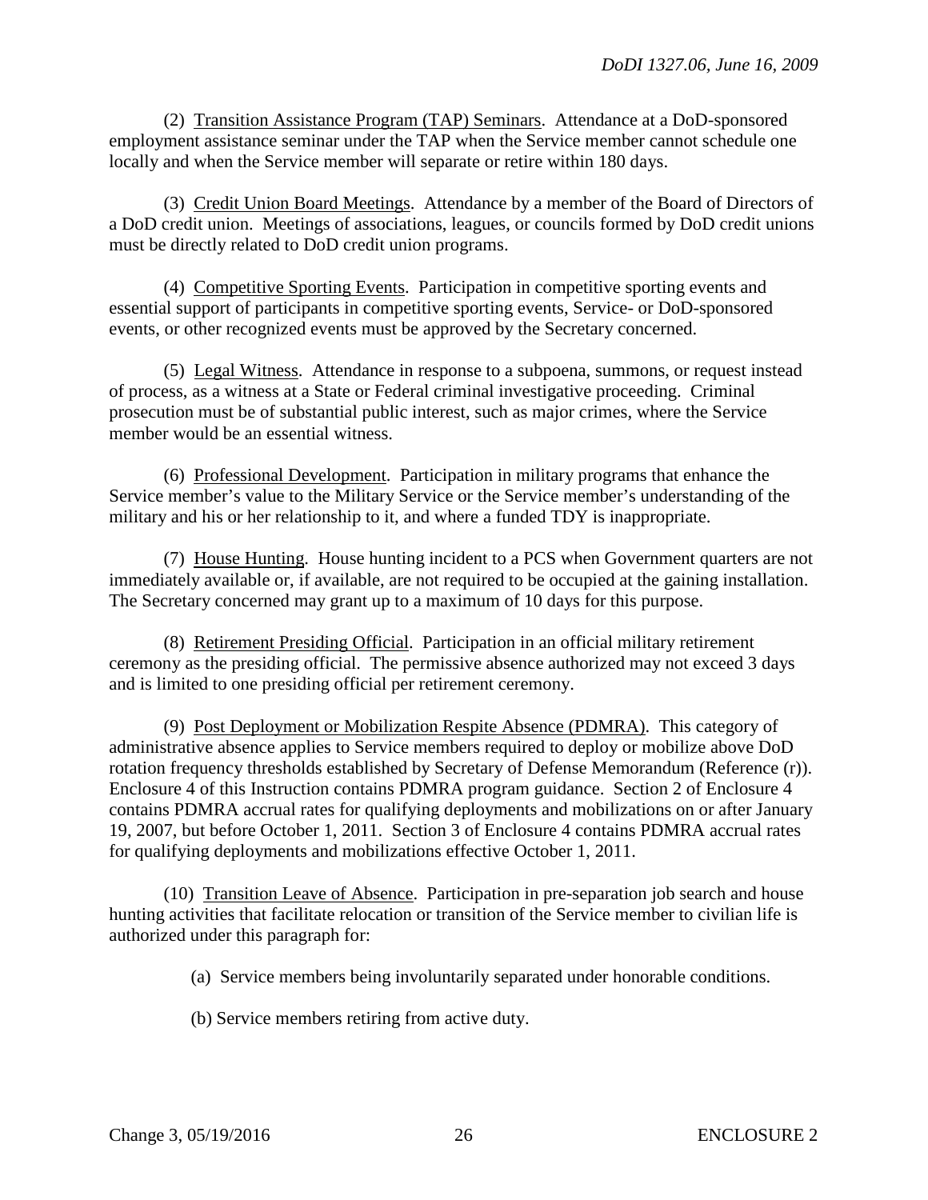(2) Transition Assistance Program (TAP) Seminars. Attendance at a DoD-sponsored employment assistance seminar under the TAP when the Service member cannot schedule one locally and when the Service member will separate or retire within 180 days.

(3) Credit Union Board Meetings. Attendance by a member of the Board of Directors of a DoD credit union. Meetings of associations, leagues, or councils formed by DoD credit unions must be directly related to DoD credit union programs.

(4) Competitive Sporting Events. Participation in competitive sporting events and essential support of participants in competitive sporting events, Service- or DoD-sponsored events, or other recognized events must be approved by the Secretary concerned.

(5) Legal Witness. Attendance in response to a subpoena, summons, or request instead of process, as a witness at a State or Federal criminal investigative proceeding. Criminal prosecution must be of substantial public interest, such as major crimes, where the Service member would be an essential witness.

(6) Professional Development. Participation in military programs that enhance the Service member's value to the Military Service or the Service member's understanding of the military and his or her relationship to it, and where a funded TDY is inappropriate.

(7) House Hunting. House hunting incident to a PCS when Government quarters are not immediately available or, if available, are not required to be occupied at the gaining installation. The Secretary concerned may grant up to a maximum of 10 days for this purpose.

(8) Retirement Presiding Official. Participation in an official military retirement ceremony as the presiding official. The permissive absence authorized may not exceed 3 days and is limited to one presiding official per retirement ceremony.

(9) Post Deployment or Mobilization Respite Absence (PDMRA). This category of administrative absence applies to Service members required to deploy or mobilize above DoD rotation frequency thresholds established by Secretary of Defense Memorandum (Reference (r)). Enclosure 4 of this Instruction contains PDMRA program guidance. Section 2 of Enclosure 4 contains PDMRA accrual rates for qualifying deployments and mobilizations on or after January 19, 2007, but before October 1, 2011. Section 3 of Enclosure 4 contains PDMRA accrual rates for qualifying deployments and mobilizations effective October 1, 2011.

(10) Transition Leave of Absence. Participation in pre-separation job search and house hunting activities that facilitate relocation or transition of the Service member to civilian life is authorized under this paragraph for:

(a) Service members being involuntarily separated under honorable conditions.

(b) Service members retiring from active duty.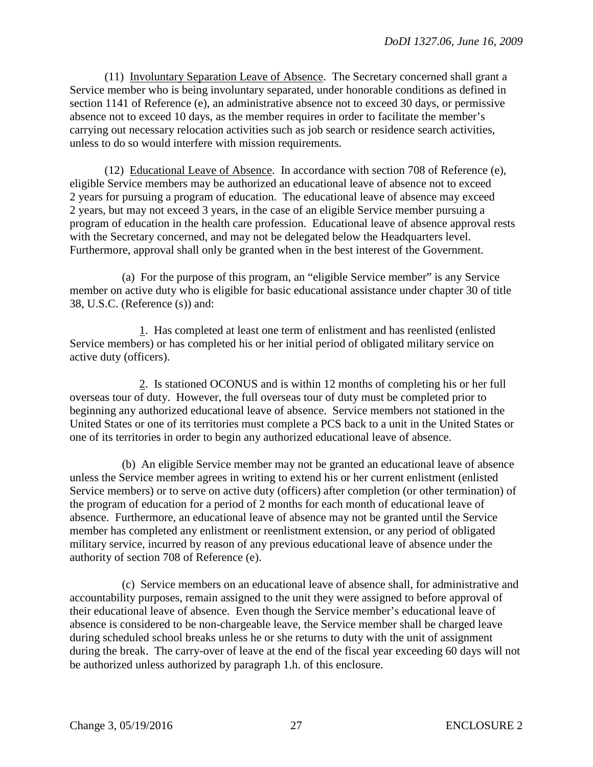(11) Involuntary Separation Leave of Absence. The Secretary concerned shall grant a Service member who is being involuntary separated, under honorable conditions as defined in section 1141 of Reference (e), an administrative absence not to exceed 30 days, or permissive absence not to exceed 10 days, as the member requires in order to facilitate the member's carrying out necessary relocation activities such as job search or residence search activities, unless to do so would interfere with mission requirements.

(12) Educational Leave of Absence. In accordance with section 708 of Reference (e), eligible Service members may be authorized an educational leave of absence not to exceed 2 years for pursuing a program of education. The educational leave of absence may exceed 2 years, but may not exceed 3 years, in the case of an eligible Service member pursuing a program of education in the health care profession. Educational leave of absence approval rests with the Secretary concerned, and may not be delegated below the Headquarters level. Furthermore, approval shall only be granted when in the best interest of the Government.

(a) For the purpose of this program, an "eligible Service member" is any Service member on active duty who is eligible for basic educational assistance under chapter 30 of title 38, U.S.C. (Reference (s)) and:

1. Has completed at least one term of enlistment and has reenlisted (enlisted Service members) or has completed his or her initial period of obligated military service on active duty (officers).

2. Is stationed OCONUS and is within 12 months of completing his or her full overseas tour of duty. However, the full overseas tour of duty must be completed prior to beginning any authorized educational leave of absence. Service members not stationed in the United States or one of its territories must complete a PCS back to a unit in the United States or one of its territories in order to begin any authorized educational leave of absence.

(b) An eligible Service member may not be granted an educational leave of absence unless the Service member agrees in writing to extend his or her current enlistment (enlisted Service members) or to serve on active duty (officers) after completion (or other termination) of the program of education for a period of 2 months for each month of educational leave of absence. Furthermore, an educational leave of absence may not be granted until the Service member has completed any enlistment or reenlistment extension, or any period of obligated military service, incurred by reason of any previous educational leave of absence under the authority of section 708 of Reference (e).

(c) Service members on an educational leave of absence shall, for administrative and accountability purposes, remain assigned to the unit they were assigned to before approval of their educational leave of absence. Even though the Service member's educational leave of absence is considered to be non-chargeable leave, the Service member shall be charged leave during scheduled school breaks unless he or she returns to duty with the unit of assignment during the break. The carry-over of leave at the end of the fiscal year exceeding 60 days will not be authorized unless authorized by paragraph 1.h. of this enclosure.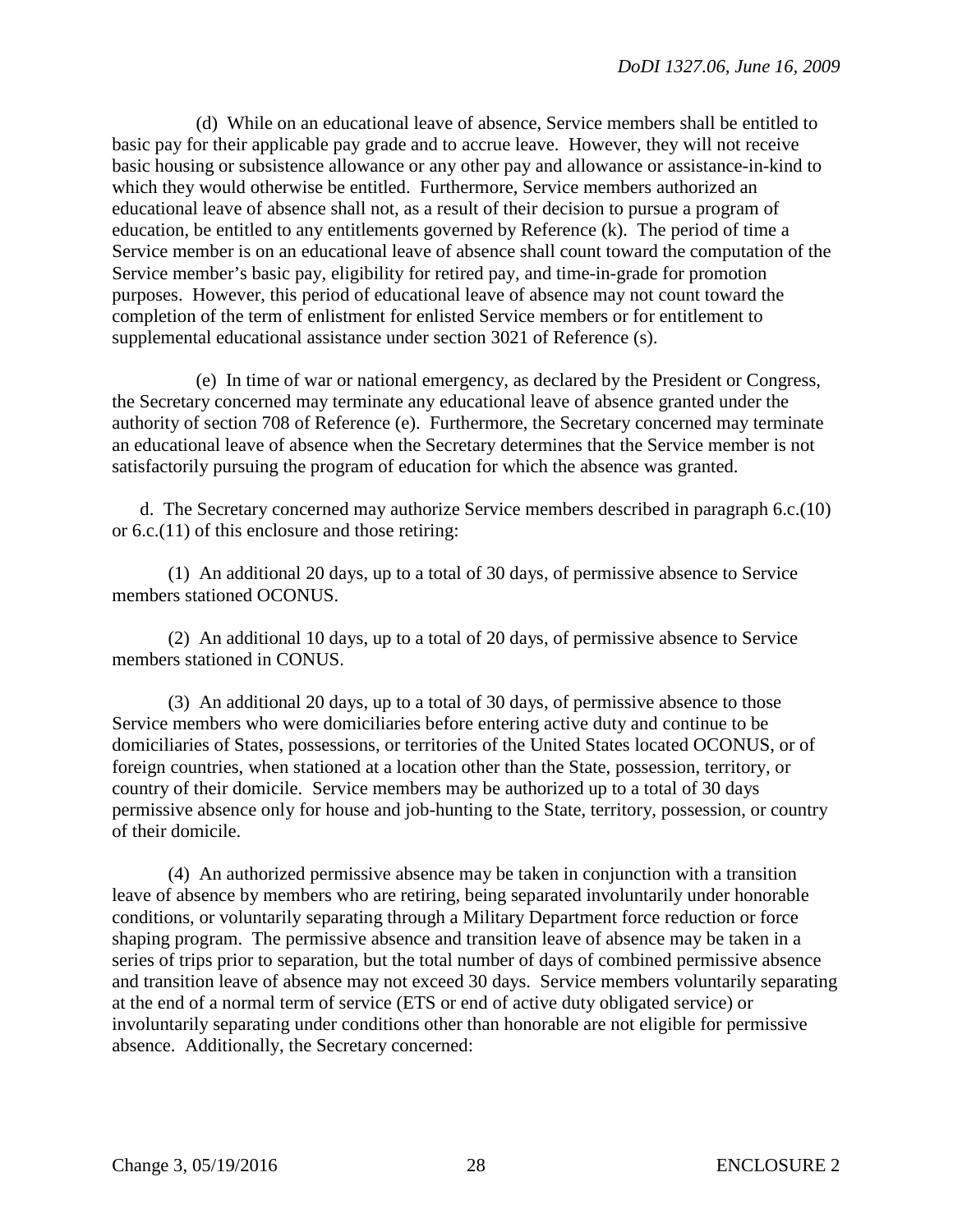(d) While on an educational leave of absence, Service members shall be entitled to basic pay for their applicable pay grade and to accrue leave. However, they will not receive basic housing or subsistence allowance or any other pay and allowance or assistance-in-kind to which they would otherwise be entitled. Furthermore, Service members authorized an educational leave of absence shall not, as a result of their decision to pursue a program of education, be entitled to any entitlements governed by Reference (k). The period of time a Service member is on an educational leave of absence shall count toward the computation of the Service member's basic pay, eligibility for retired pay, and time-in-grade for promotion purposes. However, this period of educational leave of absence may not count toward the completion of the term of enlistment for enlisted Service members or for entitlement to supplemental educational assistance under section 3021 of Reference (s).

(e) In time of war or national emergency, as declared by the President or Congress, the Secretary concerned may terminate any educational leave of absence granted under the authority of section 708 of Reference (e). Furthermore, the Secretary concerned may terminate an educational leave of absence when the Secretary determines that the Service member is not satisfactorily pursuing the program of education for which the absence was granted.

d. The Secretary concerned may authorize Service members described in paragraph 6.c.(10) or 6.c.(11) of this enclosure and those retiring:

(1) An additional 20 days, up to a total of 30 days, of permissive absence to Service members stationed OCONUS.

(2) An additional 10 days, up to a total of 20 days, of permissive absence to Service members stationed in CONUS.

(3) An additional 20 days, up to a total of 30 days, of permissive absence to those Service members who were domiciliaries before entering active duty and continue to be domiciliaries of States, possessions, or territories of the United States located OCONUS, or of foreign countries, when stationed at a location other than the State, possession, territory, or country of their domicile. Service members may be authorized up to a total of 30 days permissive absence only for house and job-hunting to the State, territory, possession, or country of their domicile.

(4) An authorized permissive absence may be taken in conjunction with a transition leave of absence by members who are retiring, being separated involuntarily under honorable conditions, or voluntarily separating through a Military Department force reduction or force shaping program. The permissive absence and transition leave of absence may be taken in a series of trips prior to separation, but the total number of days of combined permissive absence and transition leave of absence may not exceed 30 days. Service members voluntarily separating at the end of a normal term of service (ETS or end of active duty obligated service) or involuntarily separating under conditions other than honorable are not eligible for permissive absence. Additionally, the Secretary concerned: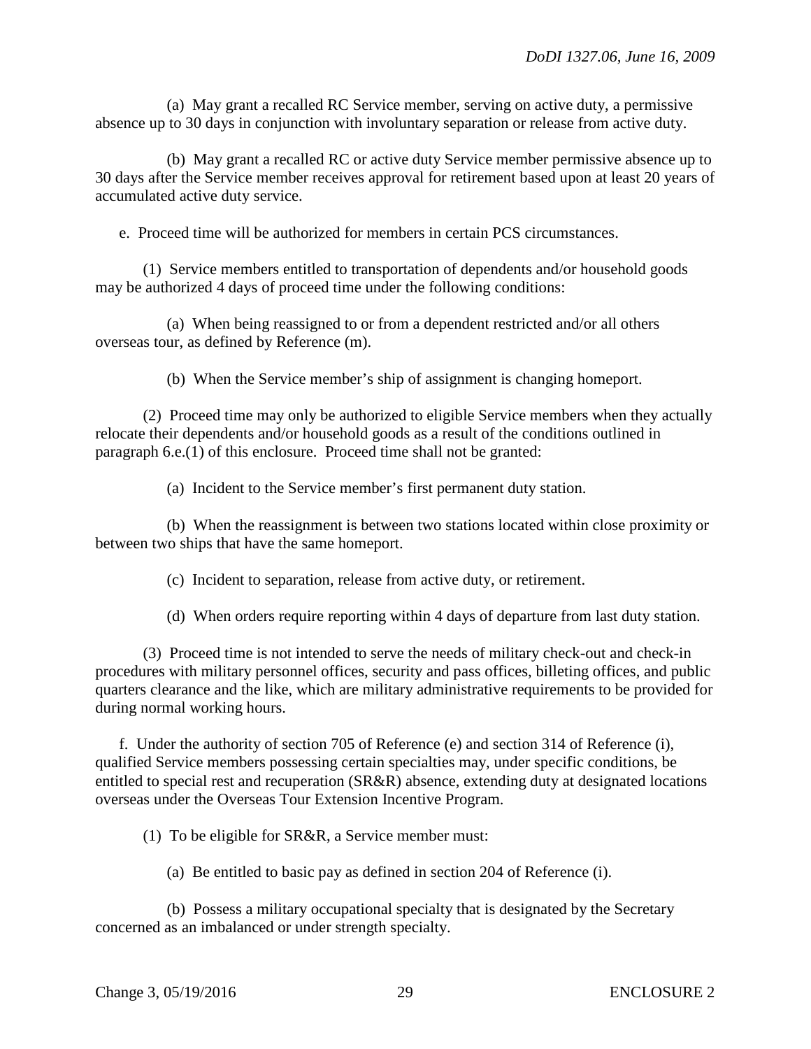(a) May grant a recalled RC Service member, serving on active duty, a permissive absence up to 30 days in conjunction with involuntary separation or release from active duty.

(b) May grant a recalled RC or active duty Service member permissive absence up to 30 days after the Service member receives approval for retirement based upon at least 20 years of accumulated active duty service.

e. Proceed time will be authorized for members in certain PCS circumstances.

(1) Service members entitled to transportation of dependents and/or household goods may be authorized 4 days of proceed time under the following conditions:

(a) When being reassigned to or from a dependent restricted and/or all others overseas tour, as defined by Reference (m).

(b) When the Service member's ship of assignment is changing homeport.

(2) Proceed time may only be authorized to eligible Service members when they actually relocate their dependents and/or household goods as a result of the conditions outlined in paragraph 6.e.(1) of this enclosure. Proceed time shall not be granted:

(a) Incident to the Service member's first permanent duty station.

(b) When the reassignment is between two stations located within close proximity or between two ships that have the same homeport.

(c) Incident to separation, release from active duty, or retirement.

(d) When orders require reporting within 4 days of departure from last duty station.

(3) Proceed time is not intended to serve the needs of military check-out and check-in procedures with military personnel offices, security and pass offices, billeting offices, and public quarters clearance and the like, which are military administrative requirements to be provided for during normal working hours.

f. Under the authority of section 705 of Reference (e) and section 314 of Reference (i), qualified Service members possessing certain specialties may, under specific conditions, be entitled to special rest and recuperation (SR&R) absence, extending duty at designated locations overseas under the Overseas Tour Extension Incentive Program.

(1) To be eligible for SR&R, a Service member must:

(a) Be entitled to basic pay as defined in section 204 of Reference (i).

(b) Possess a military occupational specialty that is designated by the Secretary concerned as an imbalanced or under strength specialty.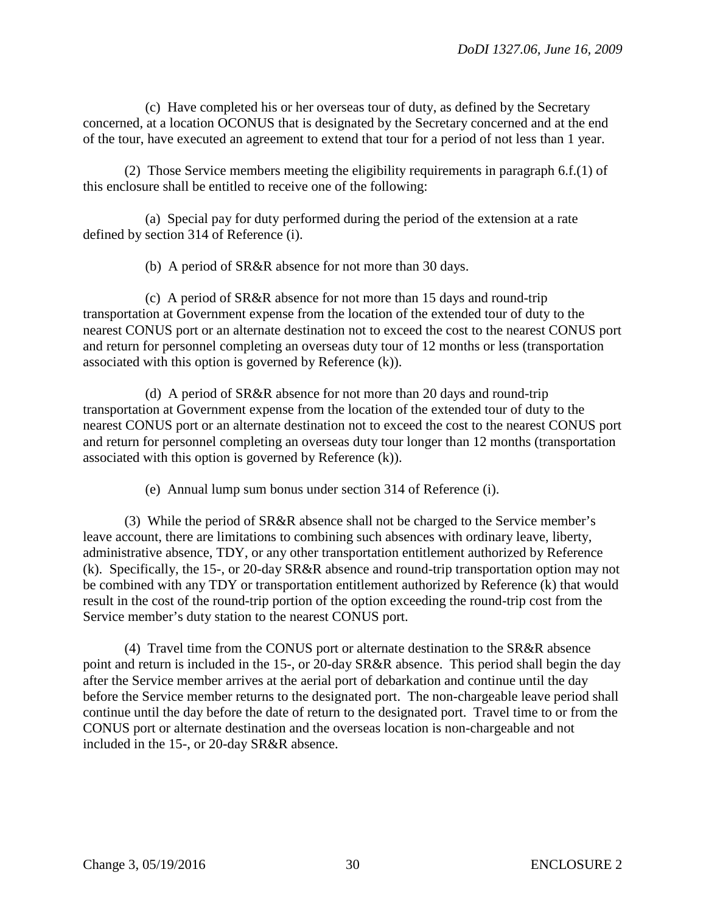(c) Have completed his or her overseas tour of duty, as defined by the Secretary concerned, at a location OCONUS that is designated by the Secretary concerned and at the end of the tour, have executed an agreement to extend that tour for a period of not less than 1 year.

(2) Those Service members meeting the eligibility requirements in paragraph 6.f.(1) of this enclosure shall be entitled to receive one of the following:

(a) Special pay for duty performed during the period of the extension at a rate defined by section 314 of Reference (i).

(b) A period of SR&R absence for not more than 30 days.

(c) A period of SR&R absence for not more than 15 days and round-trip transportation at Government expense from the location of the extended tour of duty to the nearest CONUS port or an alternate destination not to exceed the cost to the nearest CONUS port and return for personnel completing an overseas duty tour of 12 months or less (transportation associated with this option is governed by Reference (k)).

(d) A period of SR&R absence for not more than 20 days and round-trip transportation at Government expense from the location of the extended tour of duty to the nearest CONUS port or an alternate destination not to exceed the cost to the nearest CONUS port and return for personnel completing an overseas duty tour longer than 12 months (transportation associated with this option is governed by Reference (k)).

(e) Annual lump sum bonus under section 314 of Reference (i).

(3) While the period of SR&R absence shall not be charged to the Service member's leave account, there are limitations to combining such absences with ordinary leave, liberty, administrative absence, TDY, or any other transportation entitlement authorized by Reference (k). Specifically, the 15-, or 20-day SR&R absence and round-trip transportation option may not be combined with any TDY or transportation entitlement authorized by Reference (k) that would result in the cost of the round-trip portion of the option exceeding the round-trip cost from the Service member's duty station to the nearest CONUS port.

(4) Travel time from the CONUS port or alternate destination to the SR&R absence point and return is included in the 15-, or 20-day SR&R absence. This period shall begin the day after the Service member arrives at the aerial port of debarkation and continue until the day before the Service member returns to the designated port. The non-chargeable leave period shall continue until the day before the date of return to the designated port. Travel time to or from the CONUS port or alternate destination and the overseas location is non-chargeable and not included in the 15-, or 20-day SR&R absence.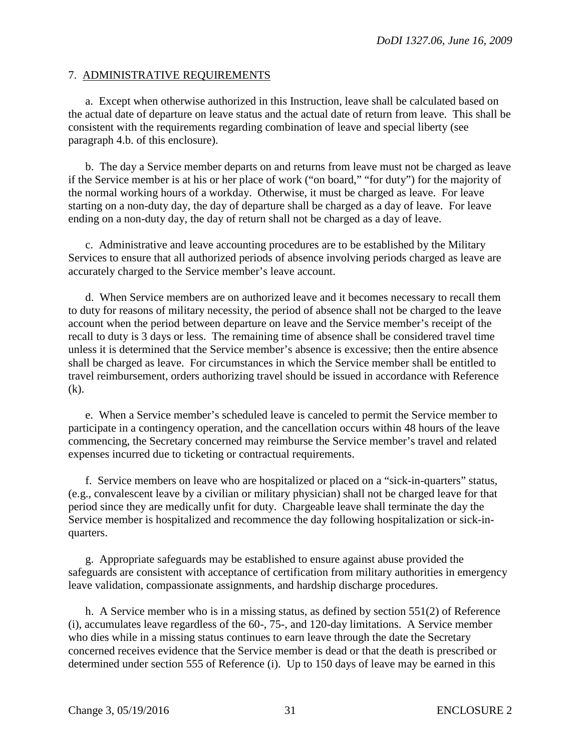7. ADMINISTRATIVE REQUIREMENTS

a. Except when otherwise authorized in this Instruction, leave shall be calculated based on the actual date of departure on leave status and the actual date of return from leave. This shall be consistent with the requirements regarding combination of leave and special liberty (see paragraph 4.b. of this enclosure).

b. The day a Service member departs on and returns from leave must not be charged as leave if the Service member is at his or her place of work ("on board," "for duty") for the majority of the normal working hours of a workday. Otherwise, it must be charged as leave. For leave starting on a non-duty day, the day of departure shall be charged as a day of leave. For leave ending on a non-duty day, the day of return shall not be charged as a day of leave.

c. Administrative and leave accounting procedures are to be established by the Military Services to ensure that all authorized periods of absence involving periods charged as leave are accurately charged to the Service member's leave account.

d. When Service members are on authorized leave and it becomes necessary to recall them to duty for reasons of military necessity, the period of absence shall not be charged to the leave account when the period between departure on leave and the Service member's receipt of the recall to duty is 3 days or less. The remaining time of absence shall be considered travel time unless it is determined that the Service member's absence is excessive; then the entire absence shall be charged as leave. For circumstances in which the Service member shall be entitled to travel reimbursement, orders authorizing travel should be issued in accordance with Reference (k).

e. When a Service member's scheduled leave is canceled to permit the Service member to participate in a contingency operation, and the cancellation occurs within 48 hours of the leave commencing, the Secretary concerned may reimburse the Service member's travel and related expenses incurred due to ticketing or contractual requirements.

f. Service members on leave who are hospitalized or placed on a "sick-in-quarters" status, (e.g., convalescent leave by a civilian or military physician) shall not be charged leave for that period since they are medically unfit for duty. Chargeable leave shall terminate the day the Service member is hospitalized and recommence the day following hospitalization or sick-in-quarters.

g. Appropriate safeguards may be established to ensure against abuse provided the safeguards are consistent with acceptance of certification from military authorities in emergency leave validation, compassionate assignments, and hardship discharge procedures.

h. A Service member who is in a missing status, as defined by section 551(2) of Reference (i), accumulates leave regardless of the 60-, 75-, and 120-day limitations. A Service member who dies while in a missing status continues to earn leave through the date the Secretary concerned receives evidence that the Service member is dead or that the death is prescribed or determined under section 555 of Reference (i). Up to 150 days of leave may be earned in this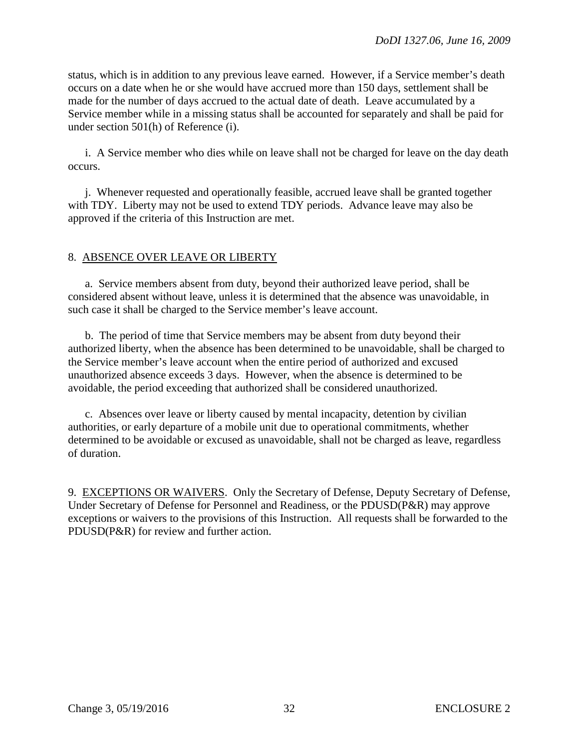status, which is in addition to any previous leave earned. However, if a Service member's death occurs on a date when he or she would have accrued more than 150 days, settlement shall be made for the number of days accrued to the actual date of death. Leave accumulated by a Service member while in a missing status shall be accounted for separately and shall be paid for under section 501(h) of Reference (i).

i. A Service member who dies while on leave shall not be charged for leave on the day death occurs.

j. Whenever requested and operationally feasible, accrued leave shall be granted together with TDY. Liberty may not be used to extend TDY periods. Advance leave may also be approved if the criteria of this Instruction are met.

## 8. ABSENCE OVER LEAVE OR LIBERTY

a. Service members absent from duty, beyond their authorized leave period, shall be considered absent without leave, unless it is determined that the absence was unavoidable, in such case it shall be charged to the Service member's leave account.

b. The period of time that Service members may be absent from duty beyond their authorized liberty, when the absence has been determined to be unavoidable, shall be charged to the Service member's leave account when the entire period of authorized and excused unauthorized absence exceeds 3 days. However, when the absence is determined to be avoidable, the period exceeding that authorized shall be considered unauthorized.

c. Absences over leave or liberty caused by mental incapacity, detention by civilian authorities, or early departure of a mobile unit due to operational commitments, whether determined to be avoidable or excused as unavoidable, shall not be charged as leave, regardless of duration.

9. EXCEPTIONS OR WAIVERS. Only the Secretary of Defense, Deputy Secretary of Defense, Under Secretary of Defense for Personnel and Readiness, or the PDUSD(P&R) may approve exceptions or waivers to the provisions of this Instruction. All requests shall be forwarded to the PDUSD(P&R) for review and further action.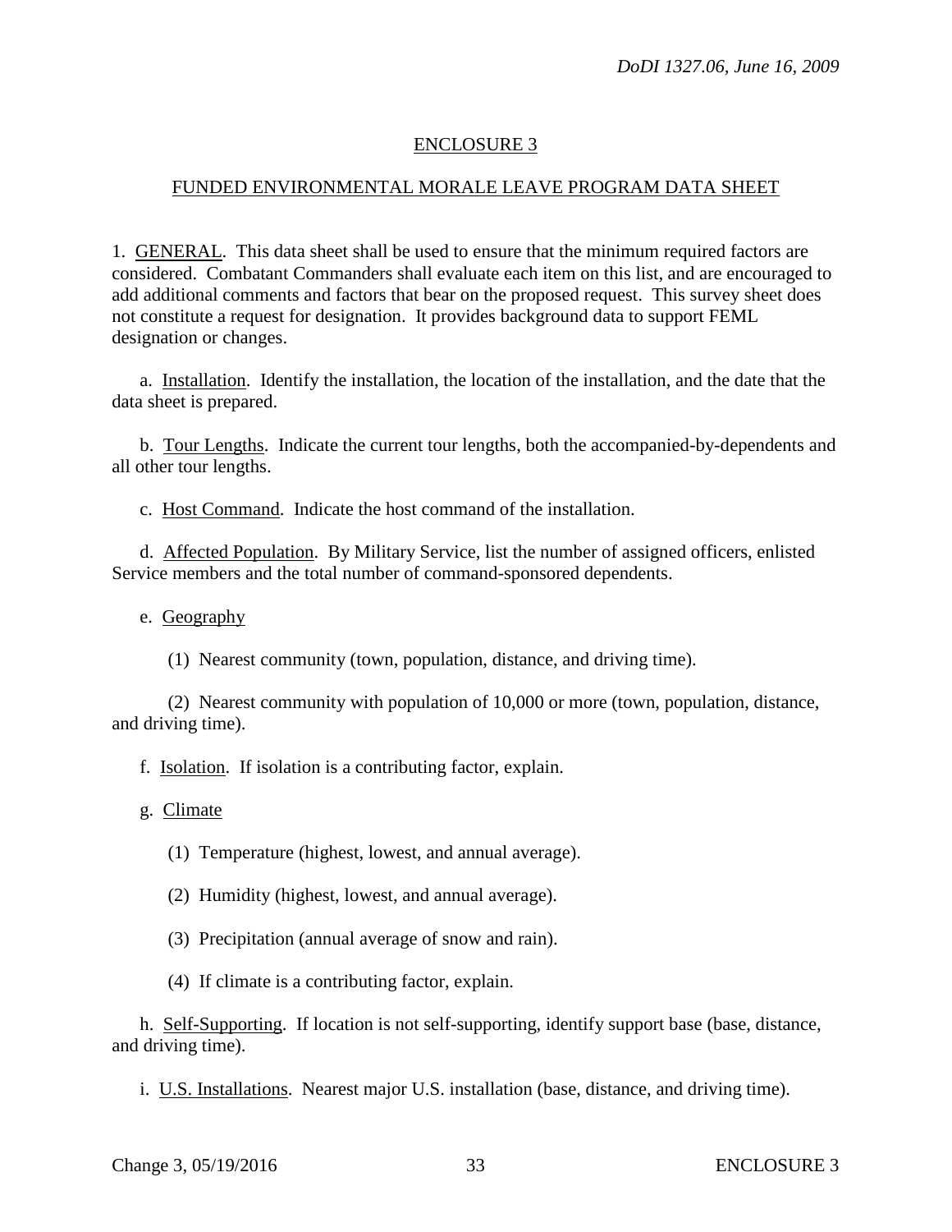## ENCLOSURE 3

## FUNDED ENVIRONMENTAL MORALE LEAVE PROGRAM DATA SHEET

1. GENERAL. This data sheet shall be used to ensure that the minimum required factors are considered. Combatant Commanders shall evaluate each item on this list, and are encouraged to add additional comments and factors that bear on the proposed request. This survey sheet does not constitute a request for designation. It provides background data to support FEML designation or changes.

a. Installation. Identify the installation, the location of the installation, and the date that the data sheet is prepared.

b. Tour Lengths. Indicate the current tour lengths, both the accompanied-by-dependents and all other tour lengths.

c. Host Command. Indicate the host command of the installation.

d. Affected Population. By Military Service, list the number of assigned officers, enlisted Service members and the total number of command-sponsored dependents.

e. Geography

(1) Nearest community (town, population, distance, and driving time).

(2) Nearest community with population of 10,000 or more (town, population, distance, and driving time).

f. Isolation. If isolation is a contributing factor, explain.

g. Climate

(1) Temperature (highest, lowest, and annual average).

(2) Humidity (highest, lowest, and annual average).

(3) Precipitation (annual average of snow and rain).

(4) If climate is a contributing factor, explain.

h. Self-Supporting. If location is not self-supporting, identify support base (base, distance, and driving time).

i. U.S. Installations. Nearest major U.S. installation (base, distance, and driving time).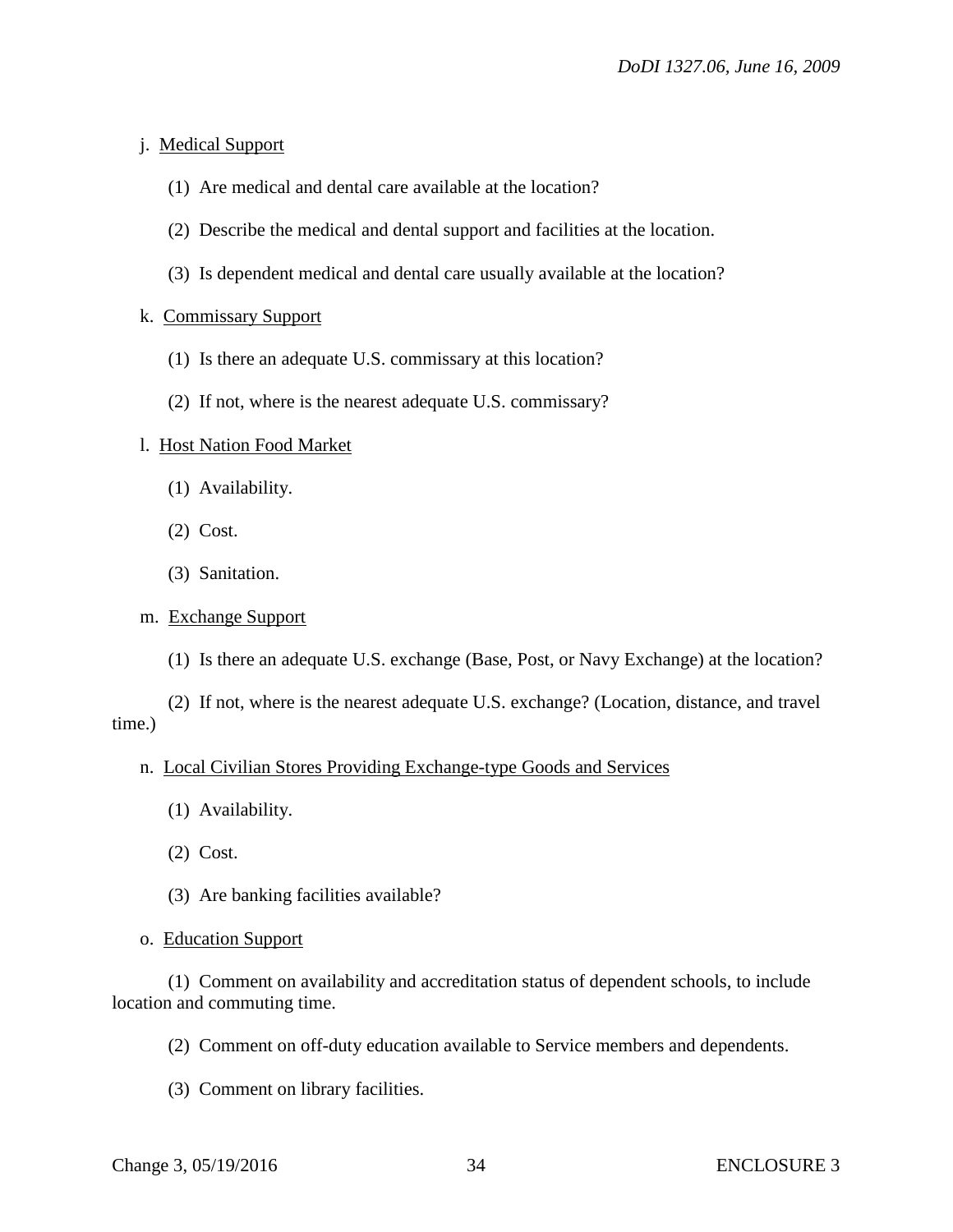j. Medical Support

(1) Are medical and dental care available at the location?

(2) Describe the medical and dental support and facilities at the location.

(3) Is dependent medical and dental care usually available at the location?

k. Commissary Support

(1) Is there an adequate U.S. commissary at this location?

(2) If not, where is the nearest adequate U.S. commissary?

l. Host Nation Food Market

(1) Availability.

(2) Cost.

(3) Sanitation.

m. Exchange Support

(1) Is there an adequate U.S. exchange (Base, Post, or Navy Exchange) at the location?

(2) If not, where is the nearest adequate U.S. exchange? (Location, distance, and travel time.)

n. Local Civilian Stores Providing Exchange-type Goods and Services

(1) Availability.

(2) Cost.

(3) Are banking facilities available?

o. Education Support

(1) Comment on availability and accreditation status of dependent schools, to include location and commuting time.

(2) Comment on off-duty education available to Service members and dependents.

(3) Comment on library facilities.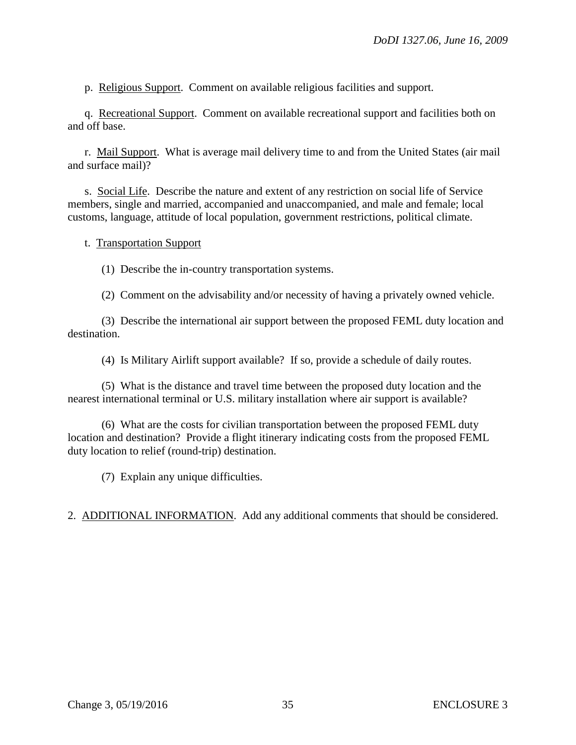p. Religious Support. Comment on available religious facilities and support.

q. Recreational Support. Comment on available recreational support and facilities both on and off base.

r. Mail Support. What is average mail delivery time to and from the United States (air mail and surface mail)?

s. Social Life. Describe the nature and extent of any restriction on social life of Service members, single and married, accompanied and unaccompanied, and male and female; local customs, language, attitude of local population, government restrictions, political climate.

t. Transportation Support

(1) Describe the in-country transportation systems.

(2) Comment on the advisability and/or necessity of having a privately owned vehicle.

(3) Describe the international air support between the proposed FEML duty location and destination.

(4) Is Military Airlift support available? If so, provide a schedule of daily routes.

(5) What is the distance and travel time between the proposed duty location and the nearest international terminal or U.S. military installation where air support is available?

(6) What are the costs for civilian transportation between the proposed FEML duty location and destination? Provide a flight itinerary indicating costs from the proposed FEML duty location to relief (round-trip) destination.

(7) Explain any unique difficulties.

2. ADDITIONAL INFORMATION. Add any additional comments that should be considered.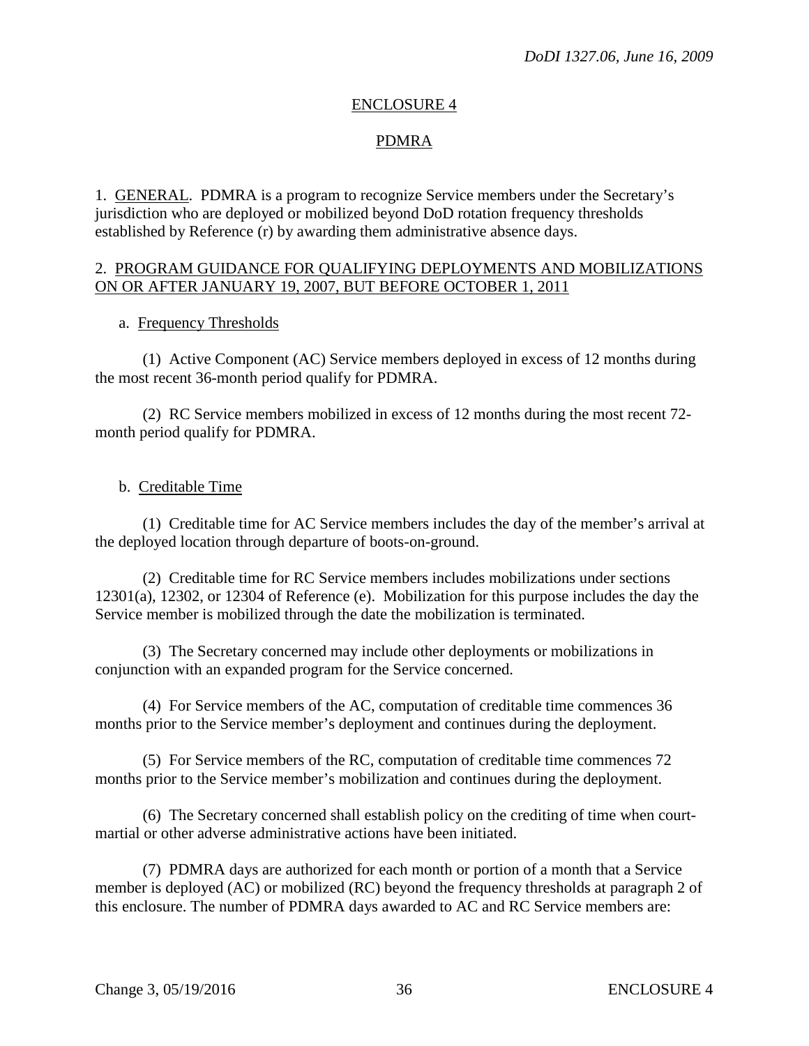## ENCLOSURE 4

## PDMRA

1. GENERAL. PDMRA is a program to recognize Service members under the Secretary's jurisdiction who are deployed or mobilized beyond DoD rotation frequency thresholds established by Reference (r) by awarding them administrative absence days.

2. PROGRAM GUIDANCE FOR QUALIFYING DEPLOYMENTS AND MOBILIZATIONS ON OR AFTER JANUARY 19, 2007, BUT BEFORE OCTOBER 1, 2011

a. Frequency Thresholds

(1) Active Component (AC) Service members deployed in excess of 12 months during the most recent 36-month period qualify for PDMRA.

(2) RC Service members mobilized in excess of 12 months during the most recent 72-month period qualify for PDMRA.

b. Creditable Time

(1) Creditable time for AC Service members includes the day of the member's arrival at the deployed location through departure of boots-on-ground.

(2) Creditable time for RC Service members includes mobilizations under sections 12301(a), 12302, or 12304 of Reference (e). Mobilization for this purpose includes the day the Service member is mobilized through the date the mobilization is terminated.

(3) The Secretary concerned may include other deployments or mobilizations in conjunction with an expanded program for the Service concerned.

(4) For Service members of the AC, computation of creditable time commences 36 months prior to the Service member's deployment and continues during the deployment.

(5) For Service members of the RC, computation of creditable time commences 72 months prior to the Service member's mobilization and continues during the deployment.

(6) The Secretary concerned shall establish policy on the crediting of time when court-martial or other adverse administrative actions have been initiated.

(7) PDMRA days are authorized for each month or portion of a month that a Service member is deployed (AC) or mobilized (RC) beyond the frequency thresholds at paragraph 2 of this enclosure. The number of PDMRA days awarded to AC and RC Service members are: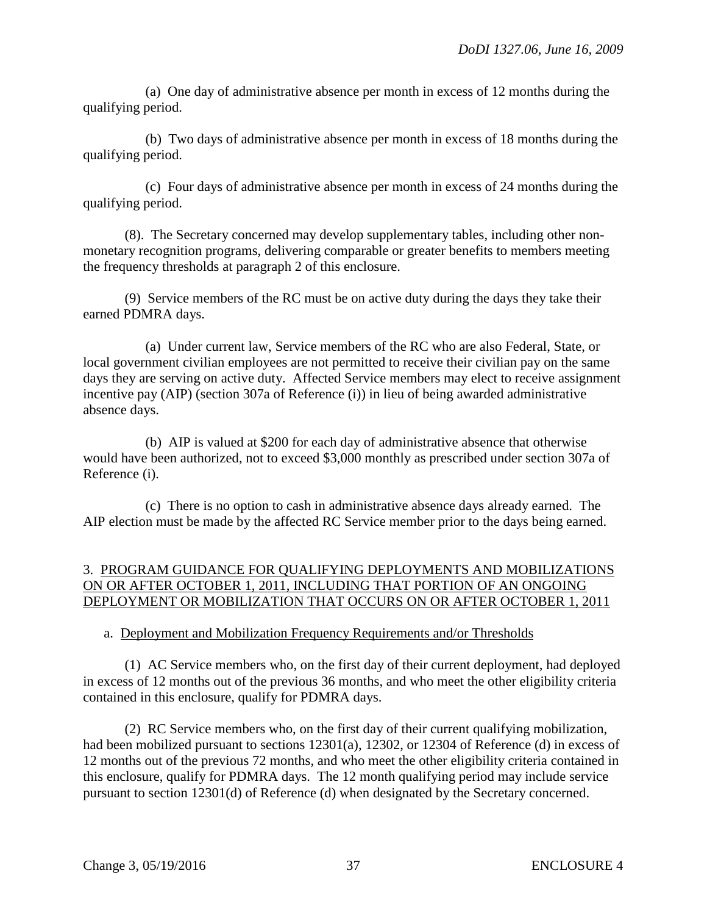(a) One day of administrative absence per month in excess of 12 months during the qualifying period.

(b) Two days of administrative absence per month in excess of 18 months during the qualifying period.

(c) Four days of administrative absence per month in excess of 24 months during the qualifying period.

(8). The Secretary concerned may develop supplementary tables, including other non-monetary recognition programs, delivering comparable or greater benefits to members meeting the frequency thresholds at paragraph 2 of this enclosure.

(9) Service members of the RC must be on active duty during the days they take their earned PDMRA days.

(a) Under current law, Service members of the RC who are also Federal, State, or local government civilian employees are not permitted to receive their civilian pay on the same days they are serving on active duty. Affected Service members may elect to receive assignment incentive pay (AIP) (section 307a of Reference (i)) in lieu of being awarded administrative absence days.

(b) AIP is valued at $200 for each day of administrative absence that otherwise would have been authorized, not to exceed $3,000 monthly as prescribed under section 307a of Reference (i).

(c) There is no option to cash in administrative absence days already earned. The AIP election must be made by the affected RC Service member prior to the days being earned.

3. <u>PROGRAM GUIDANCE FOR QUALIFYING DEPLOYMENTS AND MOBILIZATIONS ON OR AFTER OCTOBER 1, 2011, INCLUDING THAT PORTION OF AN ONGOING DEPLOYMENT OR MOBILIZATION THAT OCCURS ON OR AFTER OCTOBER 1, 2011</u>

a. <u>Deployment and Mobilization Frequency Requirements and/or Thresholds</u>

(1) AC Service members who, on the first day of their current deployment, had deployed in excess of 12 months out of the previous 36 months, and who meet the other eligibility criteria contained in this enclosure, qualify for PDMRA days.

(2) RC Service members who, on the first day of their current qualifying mobilization, had been mobilized pursuant to sections 12301(a), 12302, or 12304 of Reference (d) in excess of 12 months out of the previous 72 months, and who meet the other eligibility criteria contained in this enclosure, qualify for PDMRA days. The 12 month qualifying period may include service pursuant to section 12301(d) of Reference (d) when designated by the Secretary concerned.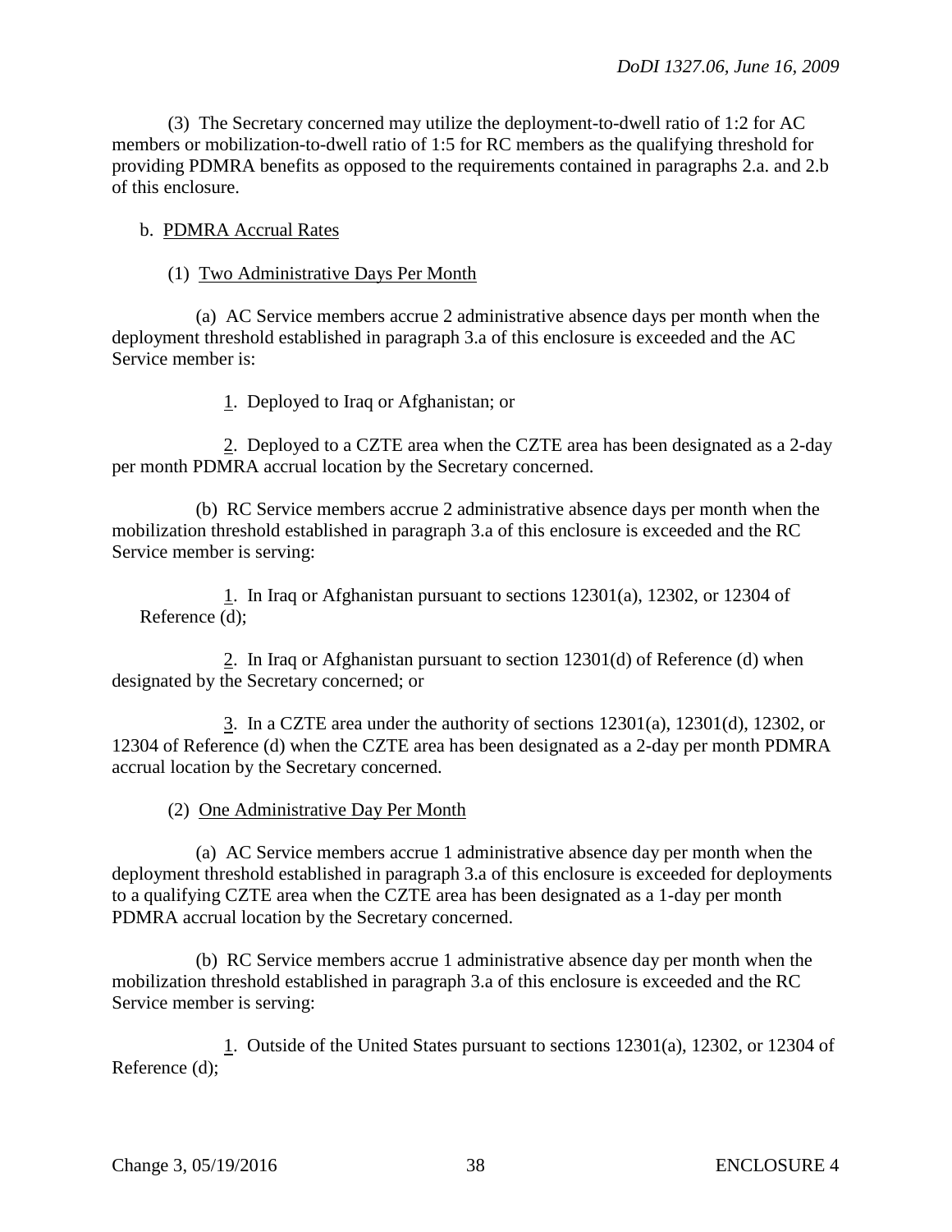(3) The Secretary concerned may utilize the deployment-to-dwell ratio of 1:2 for AC members or mobilization-to-dwell ratio of 1:5 for RC members as the qualifying threshold for providing PDMRA benefits as opposed to the requirements contained in paragraphs 2.a. and 2.b of this enclosure.

b. <u>PDMRA Accrual Rates</u>

(1) <u>Two Administrative Days Per Month</u>

(a) AC Service members accrue 2 administrative absence days per month when the deployment threshold established in paragraph 3.a of this enclosure is exceeded and the AC Service member is:

<u>1</u>. Deployed to Iraq or Afghanistan; or

<u>2</u>. Deployed to a CZTE area when the CZTE area has been designated as a 2-day per month PDMRA accrual location by the Secretary concerned.

(b) RC Service members accrue 2 administrative absence days per month when the mobilization threshold established in paragraph 3.a of this enclosure is exceeded and the RC Service member is serving:

<u>1</u>. In Iraq or Afghanistan pursuant to sections 12301(a), 12302, or 12304 of Reference (d);

<u>2</u>. In Iraq or Afghanistan pursuant to section 12301(d) of Reference (d) when designated by the Secretary concerned; or

<u>3</u>. In a CZTE area under the authority of sections 12301(a), 12301(d), 12302, or 12304 of Reference (d) when the CZTE area has been designated as a 2-day per month PDMRA accrual location by the Secretary concerned.

(2) <u>One Administrative Day Per Month</u>

(a) AC Service members accrue 1 administrative absence day per month when the deployment threshold established in paragraph 3.a of this enclosure is exceeded for deployments to a qualifying CZTE area when the CZTE area has been designated as a 1-day per month PDMRA accrual location by the Secretary concerned.

(b) RC Service members accrue 1 administrative absence day per month when the mobilization threshold established in paragraph 3.a of this enclosure is exceeded and the RC Service member is serving:

<u>1</u>. Outside of the United States pursuant to sections 12301(a), 12302, or 12304 of Reference (d);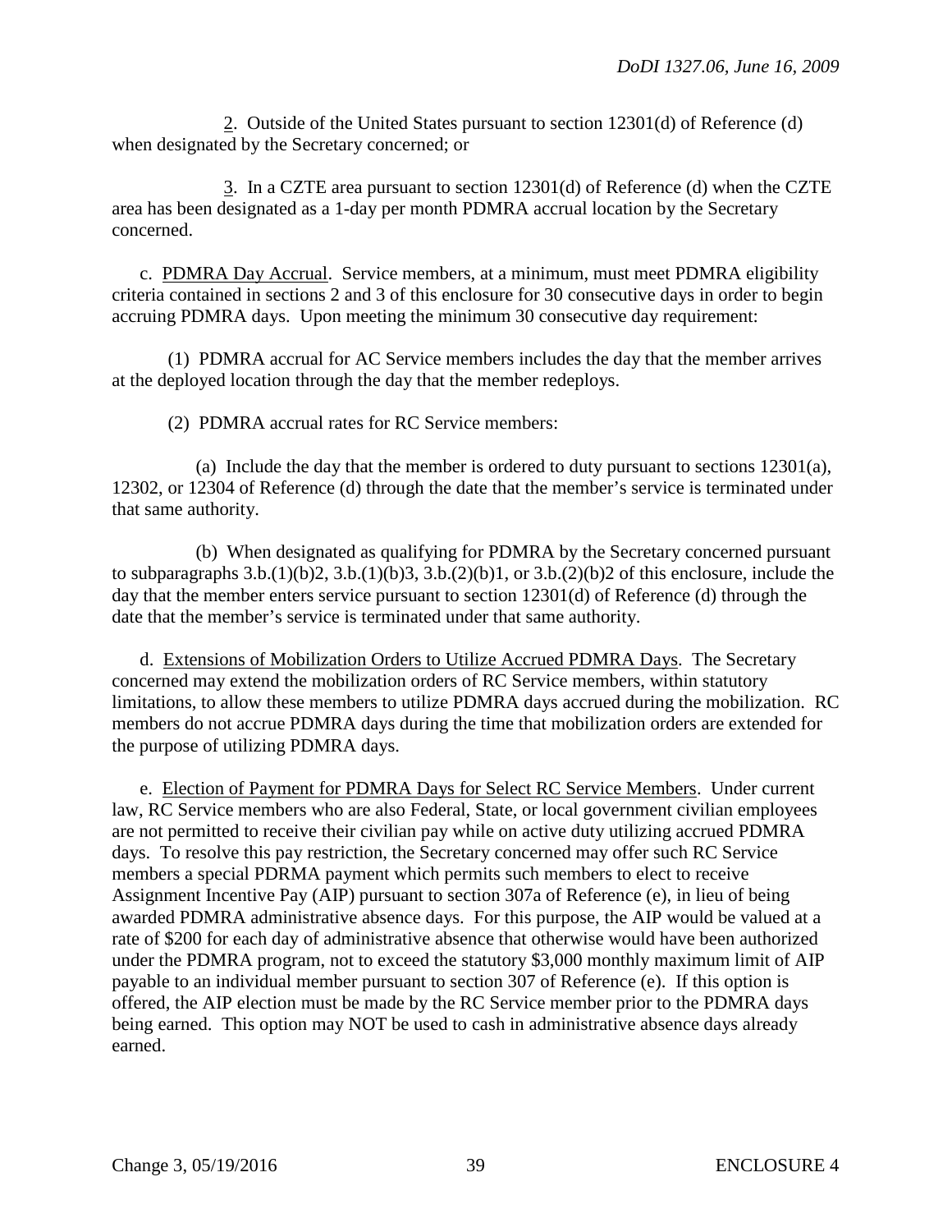2. Outside of the United States pursuant to section 12301(d) of Reference (d) when designated by the Secretary concerned; or

3. In a CZTE area pursuant to section 12301(d) of Reference (d) when the CZTE area has been designated as a 1-day per month PDMRA accrual location by the Secretary concerned.

c. PDMRA Day Accrual. Service members, at a minimum, must meet PDMRA eligibility criteria contained in sections 2 and 3 of this enclosure for 30 consecutive days in order to begin accruing PDMRA days. Upon meeting the minimum 30 consecutive day requirement:

(1) PDMRA accrual for AC Service members includes the day that the member arrives at the deployed location through the day that the member redeploys.

(2) PDMRA accrual rates for RC Service members:

(a) Include the day that the member is ordered to duty pursuant to sections 12301(a), 12302, or 12304 of Reference (d) through the date that the member's service is terminated under that same authority.

(b) When designated as qualifying for PDMRA by the Secretary concerned pursuant to subparagraphs 3.b.(1)(b)2, 3.b.(1)(b)3, 3.b.(2)(b)1, or 3.b.(2)(b)2 of this enclosure, include the day that the member enters service pursuant to section 12301(d) of Reference (d) through the date that the member's service is terminated under that same authority.

d. Extensions of Mobilization Orders to Utilize Accrued PDMRA Days. The Secretary concerned may extend the mobilization orders of RC Service members, within statutory limitations, to allow these members to utilize PDMRA days accrued during the mobilization. RC members do not accrue PDMRA days during the time that mobilization orders are extended for the purpose of utilizing PDMRA days.

e. Election of Payment for PDMRA Days for Select RC Service Members. Under current law, RC Service members who are also Federal, State, or local government civilian employees are not permitted to receive their civilian pay while on active duty utilizing accrued PDMRA days. To resolve this pay restriction, the Secretary concerned may offer such RC Service members a special PDRMA payment which permits such members to elect to receive Assignment Incentive Pay (AIP) pursuant to section 307a of Reference (e), in lieu of being awarded PDMRA administrative absence days. For this purpose, the AIP would be valued at a rate of $200 for each day of administrative absence that otherwise would have been authorized under the PDMRA program, not to exceed the statutory $3,000 monthly maximum limit of AIP payable to an individual member pursuant to section 307 of Reference (e). If this option is offered, the AIP election must be made by the RC Service member prior to the PDMRA days being earned. This option may NOT be used to cash in administrative absence days already earned.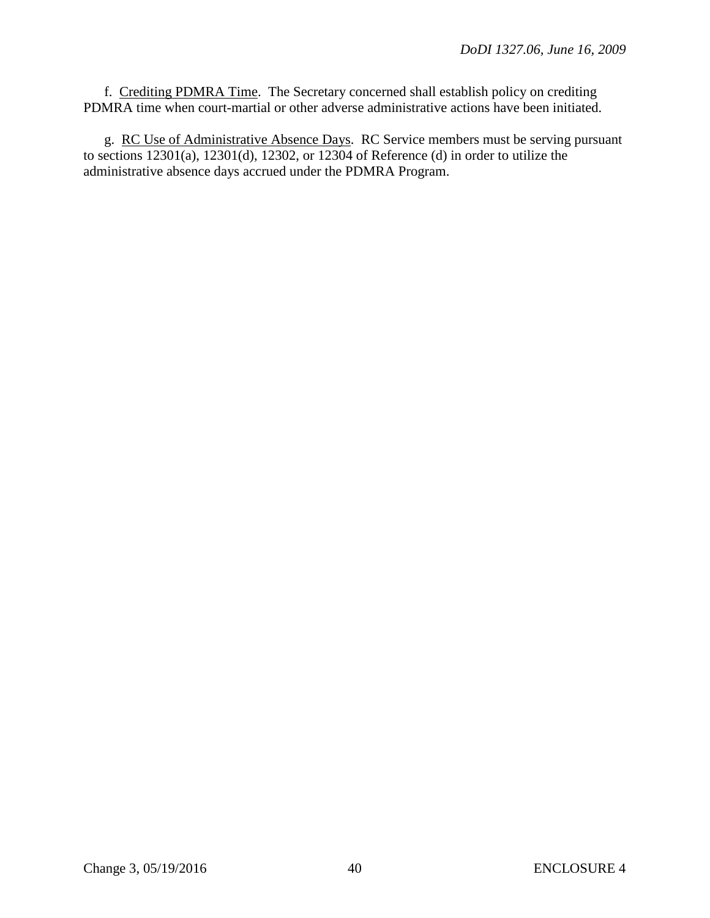f. Crediting PDMRA Time. The Secretary concerned shall establish policy on crediting PDMRA time when court-martial or other adverse administrative actions have been initiated.

g. RC Use of Administrative Absence Days. RC Service members must be serving pursuant to sections 12301(a), 12301(d), 12302, or 12304 of Reference (d) in order to utilize the administrative absence days accrued under the PDMRA Program.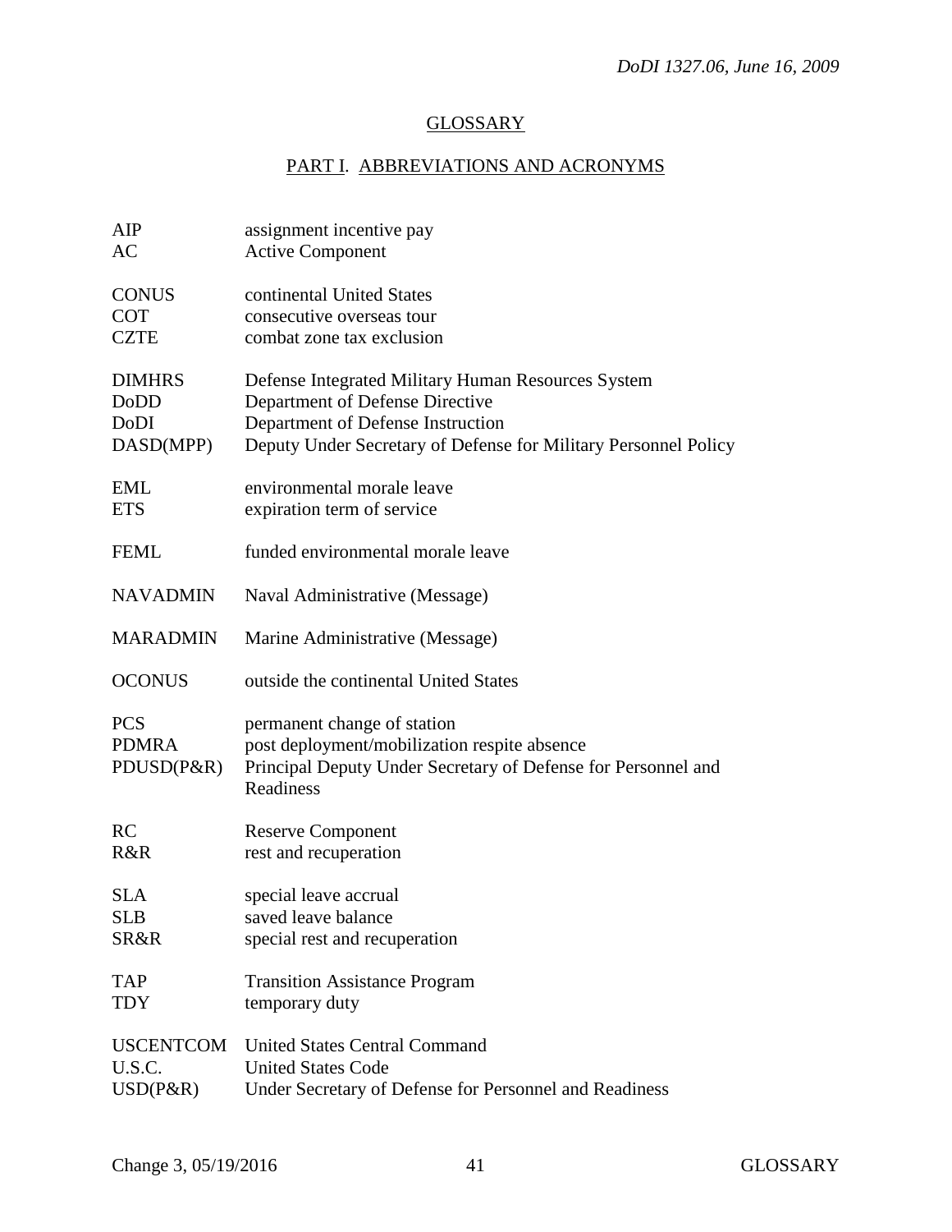# GLOSSARY

## PART I. ABBREVIATIONS AND ACRONYMS

| | |
|---|---|
| AIP | assignment incentive pay |
| AC | Active Component |
| CONUS | continental United States |
| COT | consecutive overseas tour |
| CZTE | combat zone tax exclusion |
| DIMHRS | Defense Integrated Military Human Resources System |
| DoDD | Department of Defense Directive |
| DoDI | Department of Defense Instruction |
| DASD(MPP) | Deputy Under Secretary of Defense for Military Personnel Policy |
| EML | environmental morale leave |
| ETS | expiration term of service |
| FEML | funded environmental morale leave |
| NAVADMIN | Naval Administrative (Message) |
| MARADMIN | Marine Administrative (Message) |
| OCONUS | outside the continental United States |
| PCS | permanent change of station |
| PDMRA | post deployment/mobilization respite absence |
| PDUSD(P&R) | Principal Deputy Under Secretary of Defense for Personnel and Readiness |
| RC | Reserve Component |
| R&R | rest and recuperation |
| SLA | special leave accrual |
| SLB | saved leave balance |
| SR&R | special rest and recuperation |
| TAP | Transition Assistance Program |
| TDY | temporary duty |
| USCENTCOM | United States Central Command |
| U.S.C. | United States Code |
| USD(P&R) | Under Secretary of Defense for Personnel and Readiness |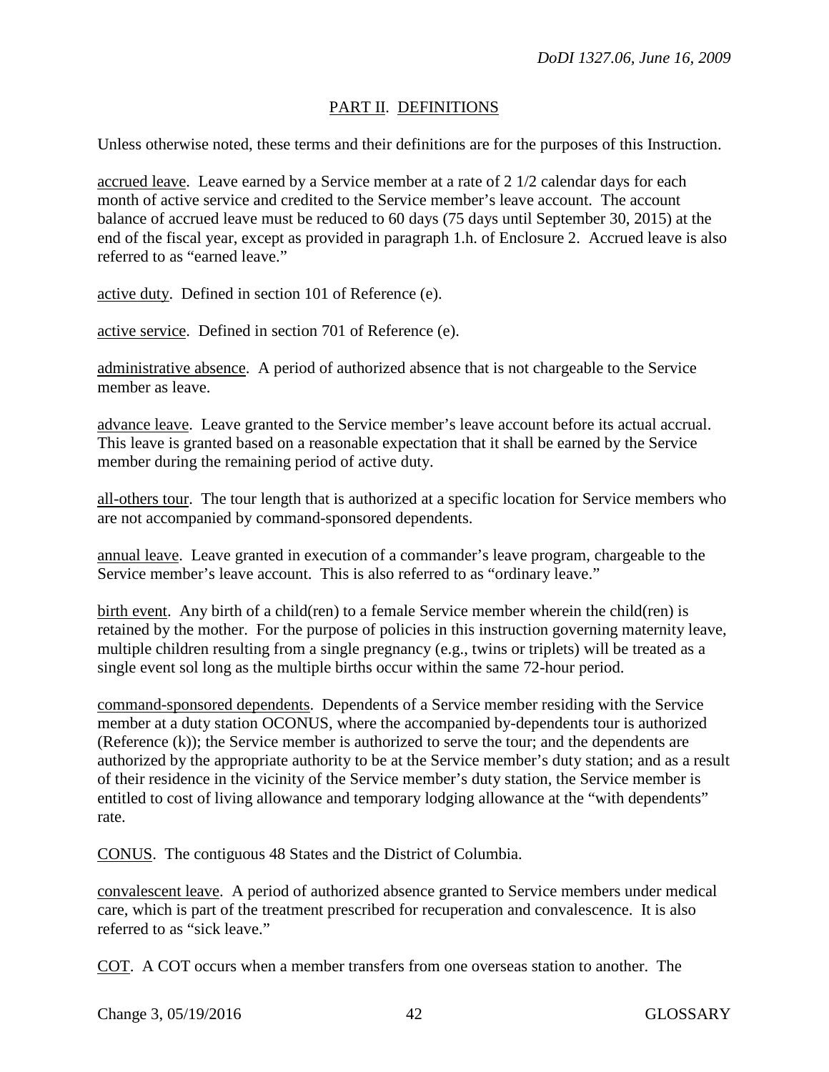## PART II. DEFINITIONS

Unless otherwise noted, these terms and their definitions are for the purposes of this Instruction.

accrued leave. Leave earned by a Service member at a rate of 2 1/2 calendar days for each month of active service and credited to the Service member's leave account. The account balance of accrued leave must be reduced to 60 days (75 days until September 30, 2015) at the end of the fiscal year, except as provided in paragraph 1.h. of Enclosure 2. Accrued leave is also referred to as "earned leave."

active duty. Defined in section 101 of Reference (e).

active service. Defined in section 701 of Reference (e).

administrative absence. A period of authorized absence that is not chargeable to the Service member as leave.

advance leave. Leave granted to the Service member's leave account before its actual accrual. This leave is granted based on a reasonable expectation that it shall be earned by the Service member during the remaining period of active duty.

all-others tour. The tour length that is authorized at a specific location for Service members who are not accompanied by command-sponsored dependents.

annual leave. Leave granted in execution of a commander's leave program, chargeable to the Service member's leave account. This is also referred to as "ordinary leave."

birth event. Any birth of a child(ren) to a female Service member wherein the child(ren) is retained by the mother. For the purpose of policies in this instruction governing maternity leave, multiple children resulting from a single pregnancy (e.g., twins or triplets) will be treated as a single event sol long as the multiple births occur within the same 72-hour period.

command-sponsored dependents. Dependents of a Service member residing with the Service member at a duty station OCONUS, where the accompanied by-dependents tour is authorized (Reference (k)); the Service member is authorized to serve the tour; and the dependents are authorized by the appropriate authority to be at the Service member's duty station; and as a result of their residence in the vicinity of the Service member's duty station, the Service member is entitled to cost of living allowance and temporary lodging allowance at the "with dependents" rate.

CONUS. The contiguous 48 States and the District of Columbia.

convalescent leave. A period of authorized absence granted to Service members under medical care, which is part of the treatment prescribed for recuperation and convalescence. It is also referred to as "sick leave."

COT. A COT occurs when a member transfers from one overseas station to another. The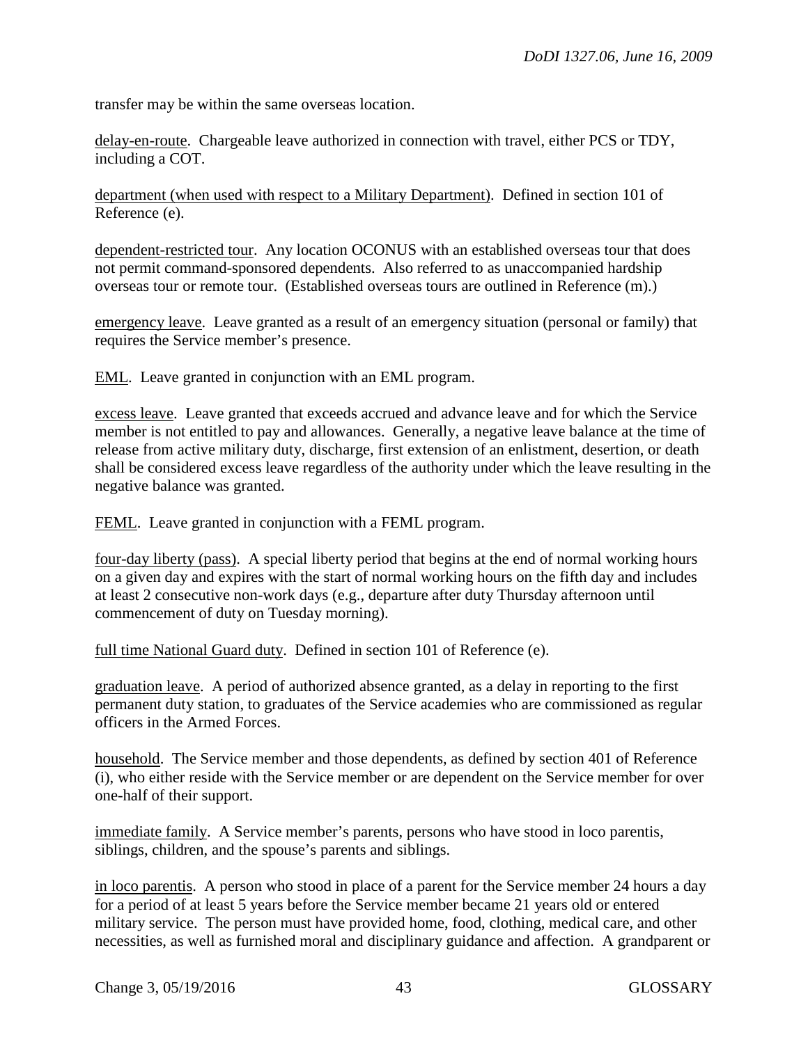transfer may be within the same overseas location.

delay-en-route. Chargeable leave authorized in connection with travel, either PCS or TDY, including a COT.

department (when used with respect to a Military Department). Defined in section 101 of Reference (e).

dependent-restricted tour. Any location OCONUS with an established overseas tour that does not permit command-sponsored dependents. Also referred to as unaccompanied hardship overseas tour or remote tour. (Established overseas tours are outlined in Reference (m).)

emergency leave. Leave granted as a result of an emergency situation (personal or family) that requires the Service member's presence.

EML. Leave granted in conjunction with an EML program.

excess leave. Leave granted that exceeds accrued and advance leave and for which the Service member is not entitled to pay and allowances. Generally, a negative leave balance at the time of release from active military duty, discharge, first extension of an enlistment, desertion, or death shall be considered excess leave regardless of the authority under which the leave resulting in the negative balance was granted.

FEML. Leave granted in conjunction with a FEML program.

four-day liberty (pass). A special liberty period that begins at the end of normal working hours on a given day and expires with the start of normal working hours on the fifth day and includes at least 2 consecutive non-work days (e.g., departure after duty Thursday afternoon until commencement of duty on Tuesday morning).

full time National Guard duty. Defined in section 101 of Reference (e).

graduation leave. A period of authorized absence granted, as a delay in reporting to the first permanent duty station, to graduates of the Service academies who are commissioned as regular officers in the Armed Forces.

household. The Service member and those dependents, as defined by section 401 of Reference (i), who either reside with the Service member or are dependent on the Service member for over one-half of their support.

immediate family. A Service member's parents, persons who have stood in loco parentis, siblings, children, and the spouse's parents and siblings.

in loco parentis. A person who stood in place of a parent for the Service member 24 hours a day for a period of at least 5 years before the Service member became 21 years old or entered military service. The person must have provided home, food, clothing, medical care, and other necessities, as well as furnished moral and disciplinary guidance and affection. A grandparent or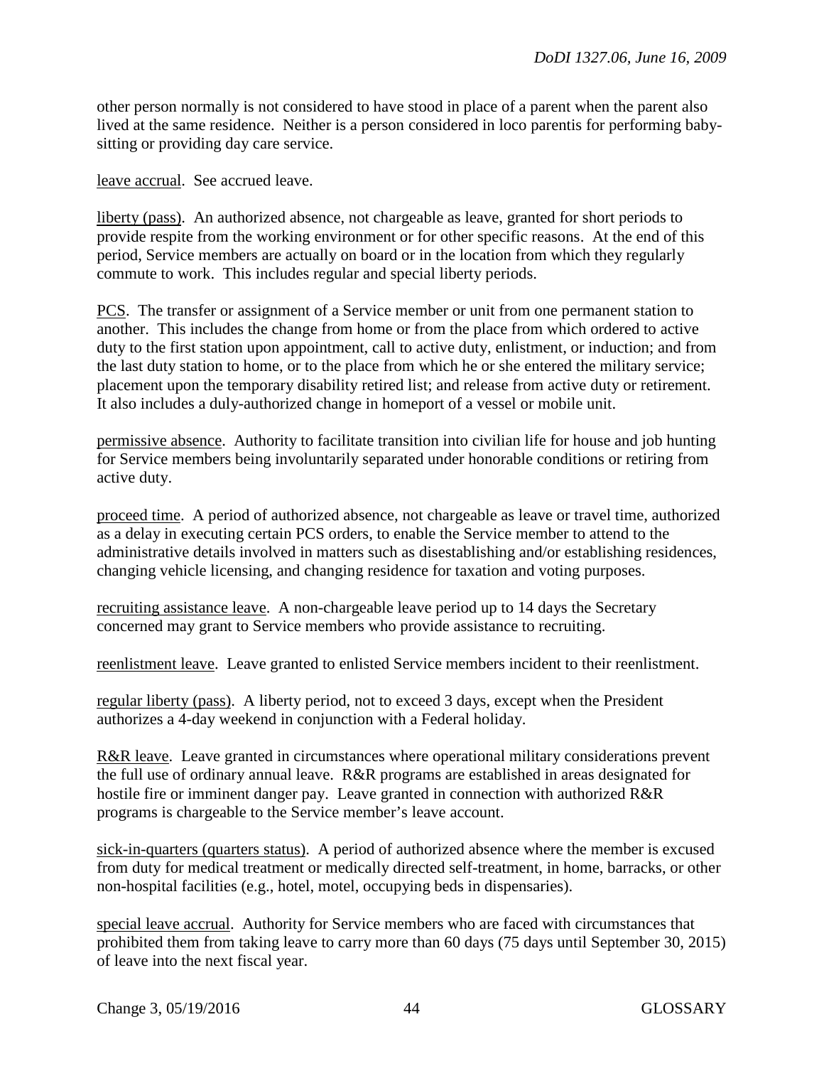other person normally is not considered to have stood in place of a parent when the parent also lived at the same residence. Neither is a person considered in loco parentis for performing baby-sitting or providing day care service.

<u>leave accrual</u>. See accrued leave.

<u>liberty (pass)</u>. An authorized absence, not chargeable as leave, granted for short periods to provide respite from the working environment or for other specific reasons. At the end of this period, Service members are actually on board or in the location from which they regularly commute to work. This includes regular and special liberty periods.

<u>PCS</u>. The transfer or assignment of a Service member or unit from one permanent station to another. This includes the change from home or from the place from which ordered to active duty to the first station upon appointment, call to active duty, enlistment, or induction; and from the last duty station to home, or to the place from which he or she entered the military service; placement upon the temporary disability retired list; and release from active duty or retirement. It also includes a duly-authorized change in homeport of a vessel or mobile unit.

<u>permissive absence</u>. Authority to facilitate transition into civilian life for house and job hunting for Service members being involuntarily separated under honorable conditions or retiring from active duty.

<u>proceed time</u>. A period of authorized absence, not chargeable as leave or travel time, authorized as a delay in executing certain PCS orders, to enable the Service member to attend to the administrative details involved in matters such as disestablishing and/or establishing residences, changing vehicle licensing, and changing residence for taxation and voting purposes.

<u>recruiting assistance leave</u>. A non-chargeable leave period up to 14 days the Secretary concerned may grant to Service members who provide assistance to recruiting.

<u>reenlistment leave</u>. Leave granted to enlisted Service members incident to their reenlistment.

<u>regular liberty (pass)</u>. A liberty period, not to exceed 3 days, except when the President authorizes a 4-day weekend in conjunction with a Federal holiday.

<u>R&R leave</u>. Leave granted in circumstances where operational military considerations prevent the full use of ordinary annual leave. R&R programs are established in areas designated for hostile fire or imminent danger pay. Leave granted in connection with authorized R&R programs is chargeable to the Service member's leave account.

<u>sick-in-quarters (quarters status)</u>. A period of authorized absence where the member is excused from duty for medical treatment or medically directed self-treatment, in home, barracks, or other non-hospital facilities (e.g., hotel, motel, occupying beds in dispensaries).

<u>special leave accrual</u>. Authority for Service members who are faced with circumstances that prohibited them from taking leave to carry more than 60 days (75 days until September 30, 2015) of leave into the next fiscal year.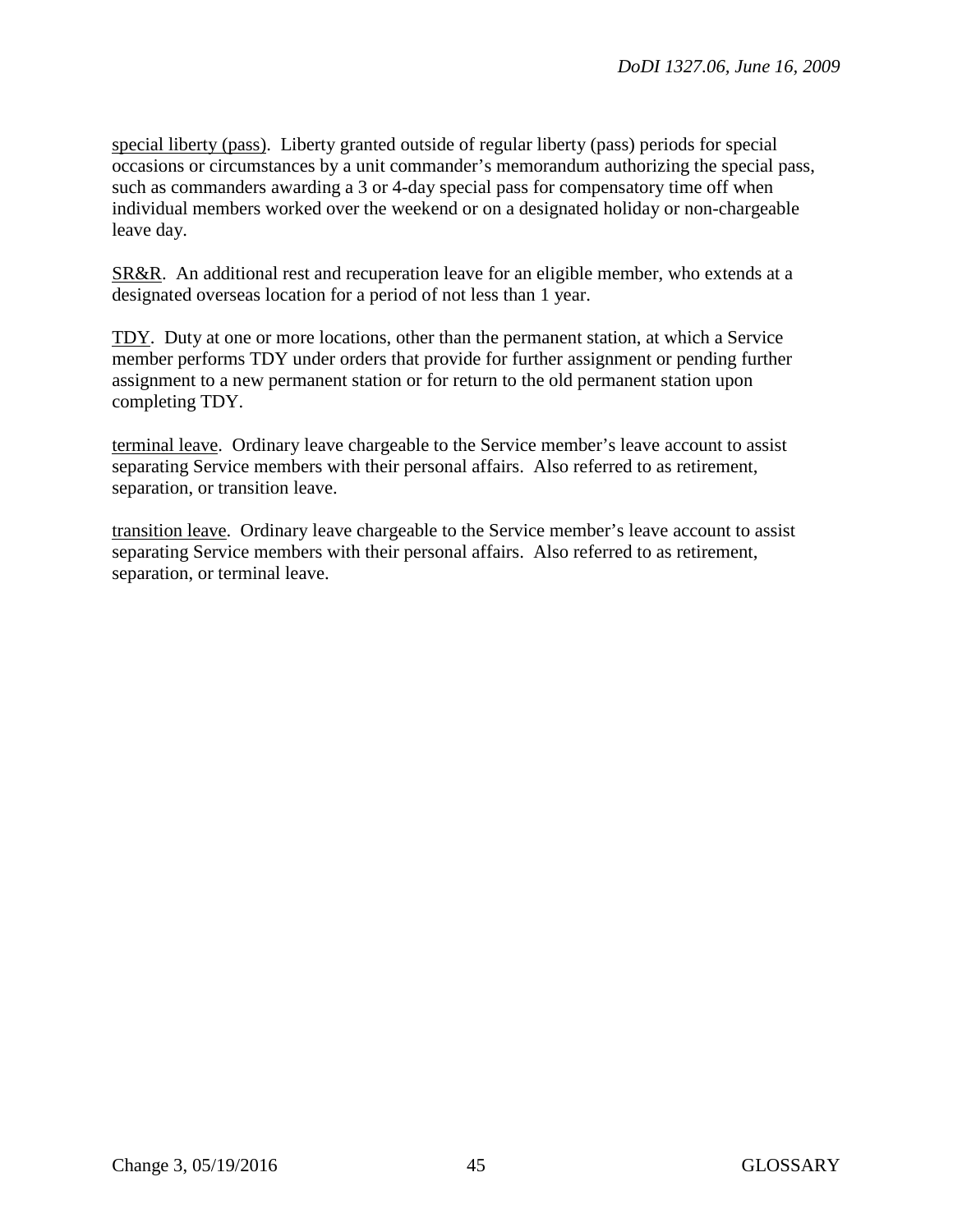<u>special liberty (pass)</u>. Liberty granted outside of regular liberty (pass) periods for special occasions or circumstances by a unit commander's memorandum authorizing the special pass, such as commanders awarding a 3 or 4-day special pass for compensatory time off when individual members worked over the weekend or on a designated holiday or non-chargeable leave day.

<u>SR&R</u>. An additional rest and recuperation leave for an eligible member, who extends at a designated overseas location for a period of not less than 1 year.

<u>TDY</u>. Duty at one or more locations, other than the permanent station, at which a Service member performs TDY under orders that provide for further assignment or pending further assignment to a new permanent station or for return to the old permanent station upon completing TDY.

<u>terminal leave</u>. Ordinary leave chargeable to the Service member's leave account to assist separating Service members with their personal affairs. Also referred to as retirement, separation, or transition leave.

<u>transition leave</u>. Ordinary leave chargeable to the Service member's leave account to assist separating Service members with their personal affairs. Also referred to as retirement, separation, or terminal leave.